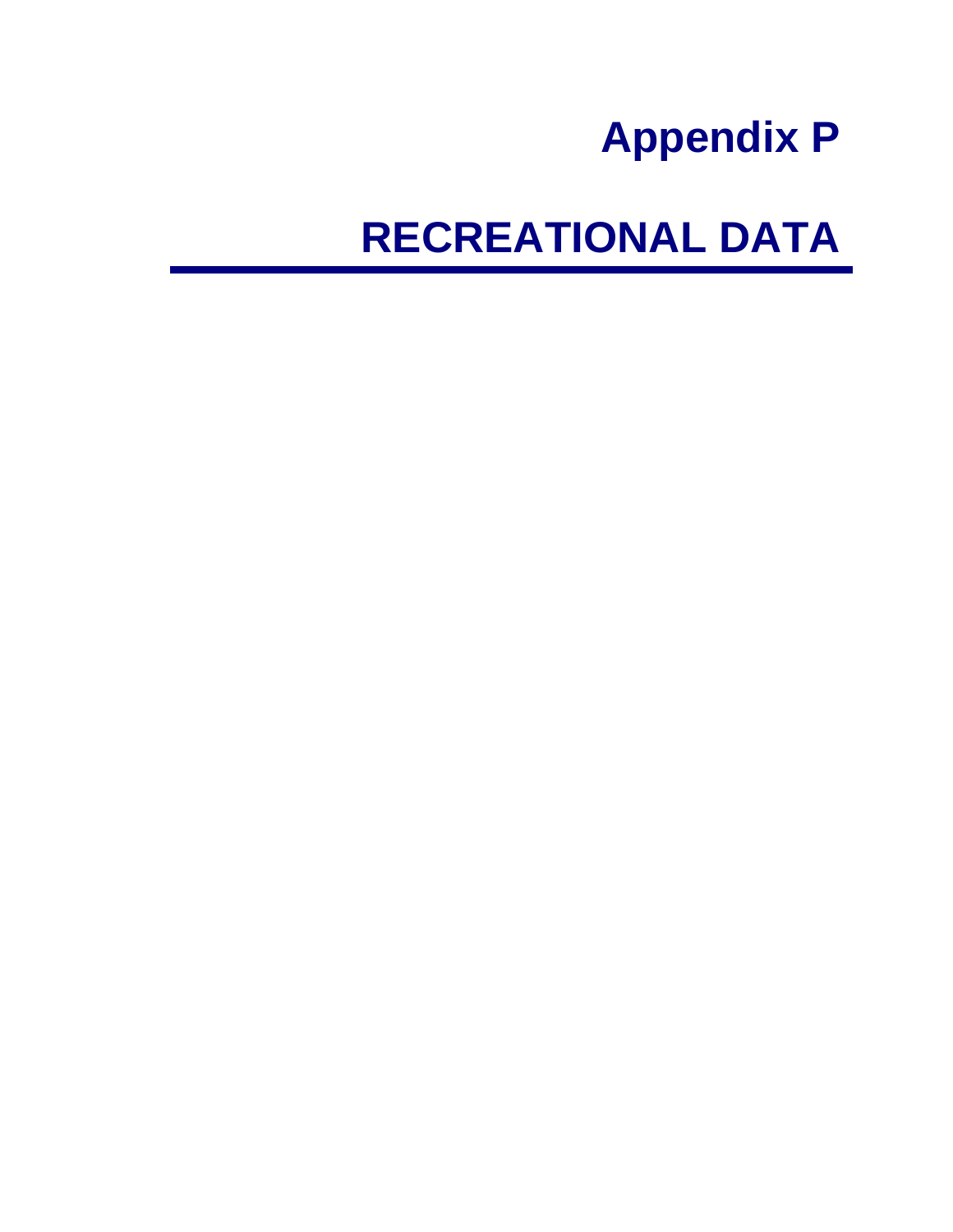# Appendix P

# RECREATIONAL DATA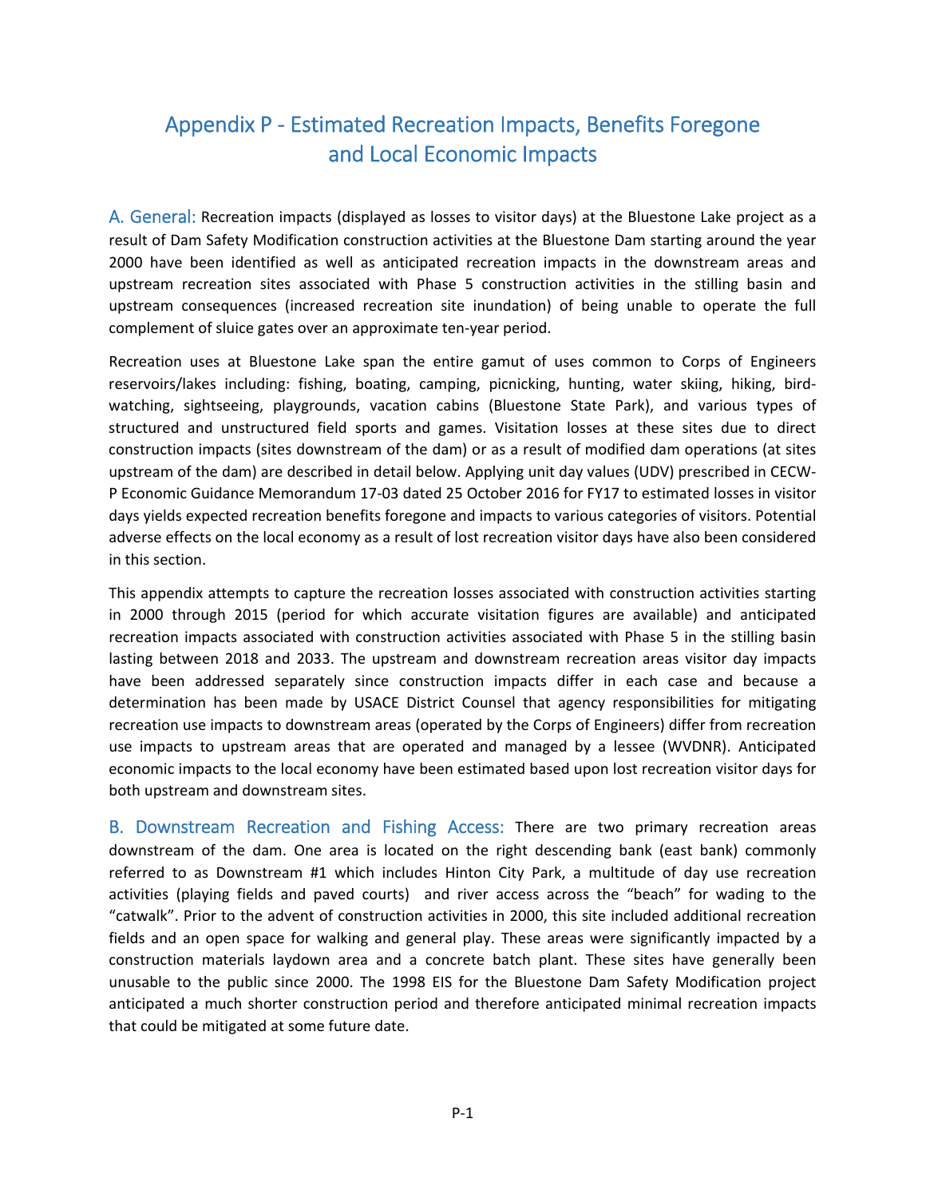# Appendix P - Estimated Recreation Impacts, Benefits Foregone and Local Economic Impacts

**A. General:** Recreation impacts (displayed as losses to visitor days) at the Bluestone Lake project as a result of Dam Safety Modification construction activities at the Bluestone Dam starting around the year 2000 have been identified as well as anticipated recreation impacts in the downstream areas and upstream recreation sites associated with Phase 5 construction activities in the stilling basin and upstream consequences (increased recreation site inundation) of being unable to operate the full complement of sluice gates over an approximate ten-year period.

Recreation uses at Bluestone Lake span the entire gamut of uses common to Corps of Engineers reservoirs/lakes including: fishing, boating, camping, picnicking, hunting, water skiing, hiking, bird-watching, sightseeing, playgrounds, vacation cabins (Bluestone State Park), and various types of structured and unstructured field sports and games. Visitation losses at these sites due to direct construction impacts (sites downstream of the dam) or as a result of modified dam operations (at sites upstream of the dam) are described in detail below. Applying unit day values (UDV) prescribed in CECW-P Economic Guidance Memorandum 17-03 dated 25 October 2016 for FY17 to estimated losses in visitor days yields expected recreation benefits foregone and impacts to various categories of visitors. Potential adverse effects on the local economy as a result of lost recreation visitor days have also been considered in this section.

This appendix attempts to capture the recreation losses associated with construction activities starting in 2000 through 2015 (period for which accurate visitation figures are available) and anticipated recreation impacts associated with construction activities associated with Phase 5 in the stilling basin lasting between 2018 and 2033. The upstream and downstream recreation areas visitor day impacts have been addressed separately since construction impacts differ in each case and because a determination has been made by USACE District Counsel that agency responsibilities for mitigating recreation use impacts to downstream areas (operated by the Corps of Engineers) differ from recreation use impacts to upstream areas that are operated and managed by a lessee (WVDNR). Anticipated economic impacts to the local economy have been estimated based upon lost recreation visitor days for both upstream and downstream sites.

**B. Downstream Recreation and Fishing Access:** There are two primary recreation areas downstream of the dam. One area is located on the right descending bank (east bank) commonly referred to as Downstream #1 which includes Hinton City Park, a multitude of day use recreation activities (playing fields and paved courts) and river access across the "beach" for wading to the "catwalk". Prior to the advent of construction activities in 2000, this site included additional recreation fields and an open space for walking and general play. These areas were significantly impacted by a construction materials laydown area and a concrete batch plant. These sites have generally been unusable to the public since 2000. The 1998 EIS for the Bluestone Dam Safety Modification project anticipated a much shorter construction period and therefore anticipated minimal recreation impacts that could be mitigated at some future date.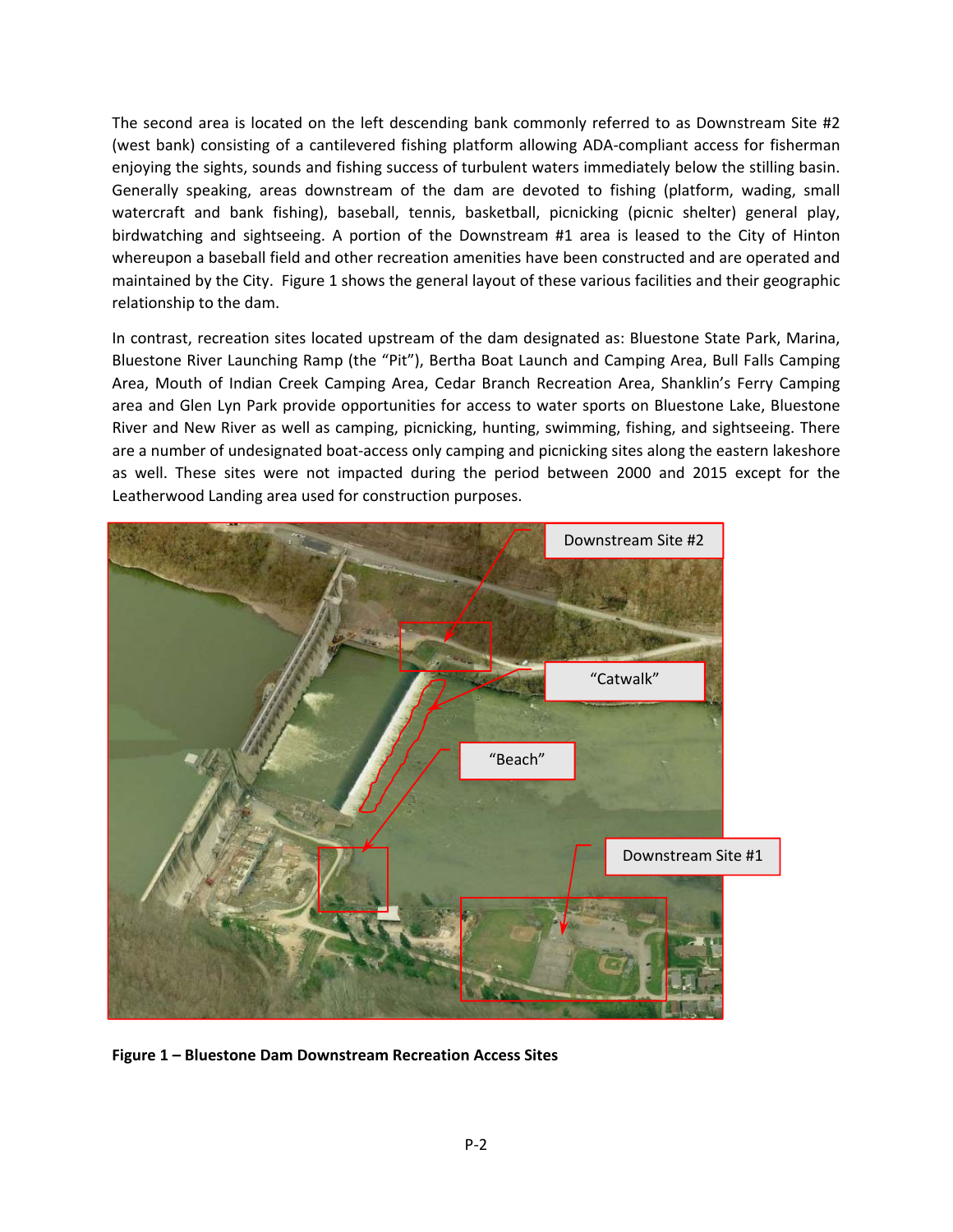The second area is located on the left descending bank commonly referred to as Downstream Site #2 (west bank) consisting of a cantilevered fishing platform allowing ADA-compliant access for fisherman enjoying the sights, sounds and fishing success of turbulent waters immediately below the stilling basin. Generally speaking, areas downstream of the dam are devoted to fishing (platform, wading, small watercraft and bank fishing), baseball, tennis, basketball, picnicking (picnic shelter) general play, birdwatching and sightseeing. A portion of the Downstream #1 area is leased to the City of Hinton whereupon a baseball field and other recreation amenities have been constructed and are operated and maintained by the City. Figure 1 shows the general layout of these various facilities and their geographic relationship to the dam.

In contrast, recreation sites located upstream of the dam designated as: Bluestone State Park, Marina, Bluestone River Launching Ramp (the "Pit"), Bertha Boat Launch and Camping Area, Bull Falls Camping Area, Mouth of Indian Creek Camping Area, Cedar Branch Recreation Area, Shanklin's Ferry Camping area and Glen Lyn Park provide opportunities for access to water sports on Bluestone Lake, Bluestone River and New River as well as camping, picnicking, hunting, swimming, fishing, and sightseeing. There are a number of undesignated boat-access only camping and picnicking sites along the eastern lakeshore as well. These sites were not impacted during the period between 2000 and 2015 except for the Leatherwood Landing area used for construction purposes.

**Figure 1 – Bluestone Dam Downstream Recreation Access Sites**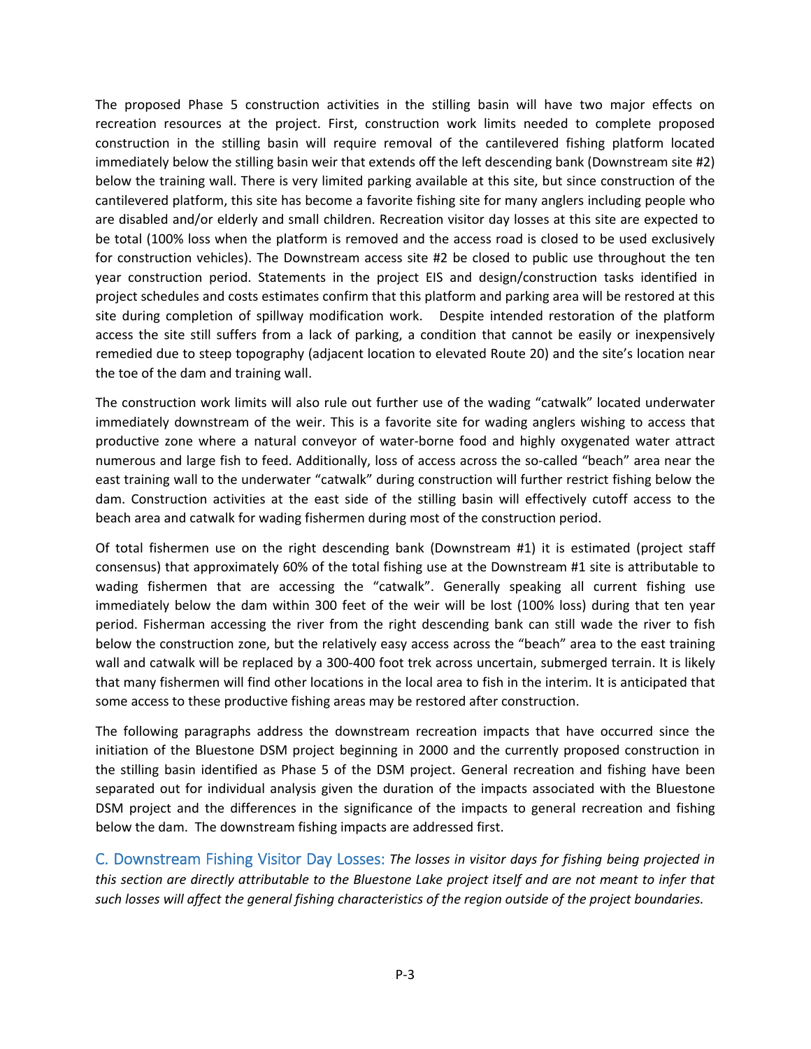The proposed Phase 5 construction activities in the stilling basin will have two major effects on recreation resources at the project. First, construction work limits needed to complete proposed construction in the stilling basin will require removal of the cantilevered fishing platform located immediately below the stilling basin weir that extends off the left descending bank (Downstream site #2) below the training wall. There is very limited parking available at this site, but since construction of the cantilevered platform, this site has become a favorite fishing site for many anglers including people who are disabled and/or elderly and small children. Recreation visitor day losses at this site are expected to be total (100% loss when the platform is removed and the access road is closed to be used exclusively for construction vehicles). The Downstream access site #2 be closed to public use throughout the ten year construction period. Statements in the project EIS and design/construction tasks identified in project schedules and costs estimates confirm that this platform and parking area will be restored at this site during completion of spillway modification work. Despite intended restoration of the platform access the site still suffers from a lack of parking, a condition that cannot be easily or inexpensively remedied due to steep topography (adjacent location to elevated Route 20) and the site's location near the toe of the dam and training wall.

The construction work limits will also rule out further use of the wading "catwalk" located underwater immediately downstream of the weir. This is a favorite site for wading anglers wishing to access that productive zone where a natural conveyor of water-borne food and highly oxygenated water attract numerous and large fish to feed. Additionally, loss of access across the so-called "beach" area near the east training wall to the underwater "catwalk" during construction will further restrict fishing below the dam. Construction activities at the east side of the stilling basin will effectively cutoff access to the beach area and catwalk for wading fishermen during most of the construction period.

Of total fishermen use on the right descending bank (Downstream #1) it is estimated (project staff consensus) that approximately 60% of the total fishing use at the Downstream #1 site is attributable to wading fishermen that are accessing the "catwalk". Generally speaking all current fishing use immediately below the dam within 300 feet of the weir will be lost (100% loss) during that ten year period. Fisherman accessing the river from the right descending bank can still wade the river to fish below the construction zone, but the relatively easy access across the "beach" area to the east training wall and catwalk will be replaced by a 300-400 foot trek across uncertain, submerged terrain. It is likely that many fishermen will find other locations in the local area to fish in the interim. It is anticipated that some access to these productive fishing areas may be restored after construction.

The following paragraphs address the downstream recreation impacts that have occurred since the initiation of the Bluestone DSM project beginning in 2000 and the currently proposed construction in the stilling basin identified as Phase 5 of the DSM project. General recreation and fishing have been separated out for individual analysis given the duration of the impacts associated with the Bluestone DSM project and the differences in the significance of the impacts to general recreation and fishing below the dam. The downstream fishing impacts are addressed first.

## C. Downstream Fishing Visitor Day Losses:

*The losses in visitor days for fishing being projected in this section are directly attributable to the Bluestone Lake project itself and are not meant to infer that such losses will affect the general fishing characteristics of the region outside of the project boundaries.*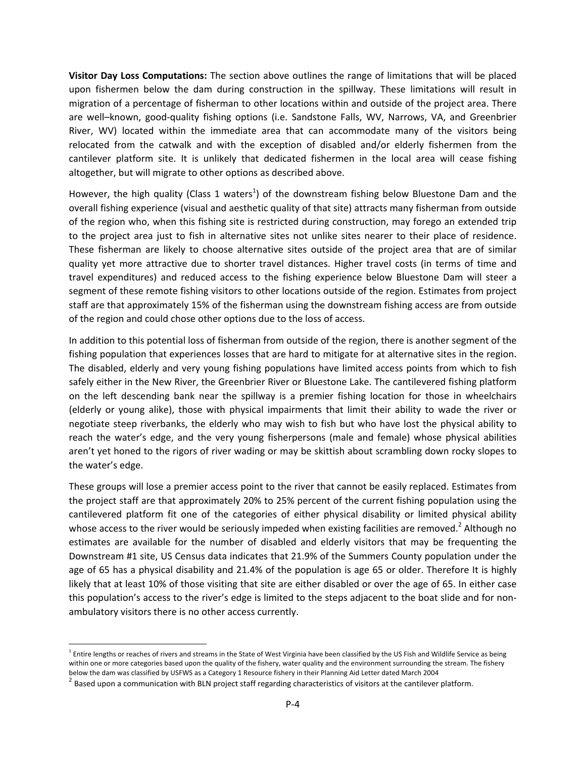**Visitor Day Loss Computations:** The section above outlines the range of limitations that will be placed upon fishermen below the dam during construction in the spillway. These limitations will result in migration of a percentage of fisherman to other locations within and outside of the project area. There are well–known, good-quality fishing options (i.e. Sandstone Falls, WV, Narrows, VA, and Greenbrier River, WV) located within the immediate area that can accommodate many of the visitors being relocated from the catwalk and with the exception of disabled and/or elderly fishermen from the cantilever platform site. It is unlikely that dedicated fishermen in the local area will cease fishing altogether, but will migrate to other options as described above.

However, the high quality (Class 1 waters[1]) of the downstream fishing below Bluestone Dam and the overall fishing experience (visual and aesthetic quality of that site) attracts many fisherman from outside of the region who, when this fishing site is restricted during construction, may forego an extended trip to the project area just to fish in alternative sites not unlike sites nearer to their place of residence. These fisherman are likely to choose alternative sites outside of the project area that are of similar quality yet more attractive due to shorter travel distances. Higher travel costs (in terms of time and travel expenditures) and reduced access to the fishing experience below Bluestone Dam will steer a segment of these remote fishing visitors to other locations outside of the region. Estimates from project staff are that approximately 15% of the fisherman using the downstream fishing access are from outside of the region and could chose other options due to the loss of access.

In addition to this potential loss of fisherman from outside of the region, there is another segment of the fishing population that experiences losses that are hard to mitigate for at alternative sites in the region. The disabled, elderly and very young fishing populations have limited access points from which to fish safely either in the New River, the Greenbrier River or Bluestone Lake. The cantilevered fishing platform on the left descending bank near the spillway is a premier fishing location for those in wheelchairs (elderly or young alike), those with physical impairments that limit their ability to wade the river or negotiate steep riverbanks, the elderly who may wish to fish but who have lost the physical ability to reach the water's edge, and the very young fisherpersons (male and female) whose physical abilities aren't yet honed to the rigors of river wading or may be skittish about scrambling down rocky slopes to the water's edge.

These groups will lose a premier access point to the river that cannot be easily replaced. Estimates from the project staff are that approximately 20% to 25% percent of the current fishing population using the cantilevered platform fit one of the categories of either physical disability or limited physical ability whose access to the river would be seriously impeded when existing facilities are removed.[2] Although no estimates are available for the number of disabled and elderly visitors that may be frequenting the Downstream #1 site, US Census data indicates that 21.9% of the Summers County population under the age of 65 has a physical disability and 21.4% of the population is age 65 or older. Therefore It is highly likely that at least 10% of those visiting that site are either disabled or over the age of 65. In either case this population's access to the river's edge is limited to the steps adjacent to the boat slide and for non-ambulatory visitors there is no other access currently.

---

[1] Entire lengths or reaches of rivers and streams in the State of West Virginia have been classified by the US Fish and Wildlife Service as being within one or more categories based upon the quality of the fishery, water quality and the environment surrounding the stream. The fishery below the dam was classified by USFWS as a Category 1 Resource fishery in their Planning Aid Letter dated March 2004

[2] Based upon a communication with BLN project staff regarding characteristics of visitors at the cantilever platform.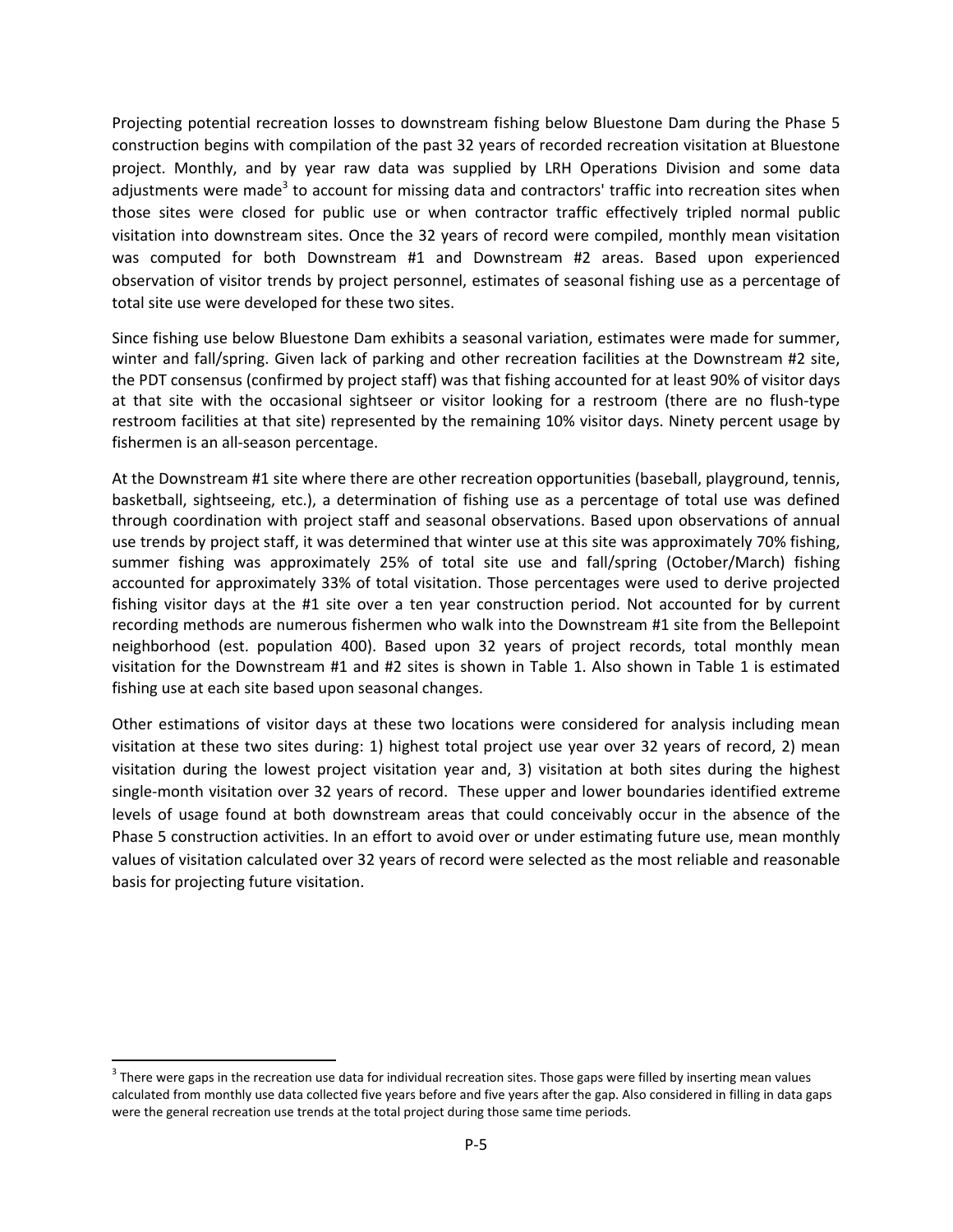Projecting potential recreation losses to downstream fishing below Bluestone Dam during the Phase 5 construction begins with compilation of the past 32 years of recorded recreation visitation at Bluestone project. Monthly, and by year raw data was supplied by LRH Operations Division and some data adjustments were made[3] to account for missing data and contractors' traffic into recreation sites when those sites were closed for public use or when contractor traffic effectively tripled normal public visitation into downstream sites. Once the 32 years of record were compiled, monthly mean visitation was computed for both Downstream #1 and Downstream #2 areas. Based upon experienced observation of visitor trends by project personnel, estimates of seasonal fishing use as a percentage of total site use were developed for these two sites.

Since fishing use below Bluestone Dam exhibits a seasonal variation, estimates were made for summer, winter and fall/spring. Given lack of parking and other recreation facilities at the Downstream #2 site, the PDT consensus (confirmed by project staff) was that fishing accounted for at least 90% of visitor days at that site with the occasional sightseer or visitor looking for a restroom (there are no flush-type restroom facilities at that site) represented by the remaining 10% visitor days. Ninety percent usage by fishermen is an all-season percentage.

At the Downstream #1 site where there are other recreation opportunities (baseball, playground, tennis, basketball, sightseeing, etc.), a determination of fishing use as a percentage of total use was defined through coordination with project staff and seasonal observations. Based upon observations of annual use trends by project staff, it was determined that winter use at this site was approximately 70% fishing, summer fishing was approximately 25% of total site use and fall/spring (October/March) fishing accounted for approximately 33% of total visitation. Those percentages were used to derive projected fishing visitor days at the #1 site over a ten year construction period. Not accounted for by current recording methods are numerous fishermen who walk into the Downstream #1 site from the Bellepoint neighborhood (est. population 400). Based upon 32 years of project records, total monthly mean visitation for the Downstream #1 and #2 sites is shown in Table 1. Also shown in Table 1 is estimated fishing use at each site based upon seasonal changes.

Other estimations of visitor days at these two locations were considered for analysis including mean visitation at these two sites during: 1) highest total project use year over 32 years of record, 2) mean visitation during the lowest project visitation year and, 3) visitation at both sites during the highest single-month visitation over 32 years of record. These upper and lower boundaries identified extreme levels of usage found at both downstream areas that could conceivably occur in the absence of the Phase 5 construction activities. In an effort to avoid over or under estimating future use, mean monthly values of visitation calculated over 32 years of record were selected as the most reliable and reasonable basis for projecting future visitation.

---

[3] There were gaps in the recreation use data for individual recreation sites. Those gaps were filled by inserting mean values calculated from monthly use data collected five years before and five years after the gap. Also considered in filling in data gaps were the general recreation use trends at the total project during those same time periods.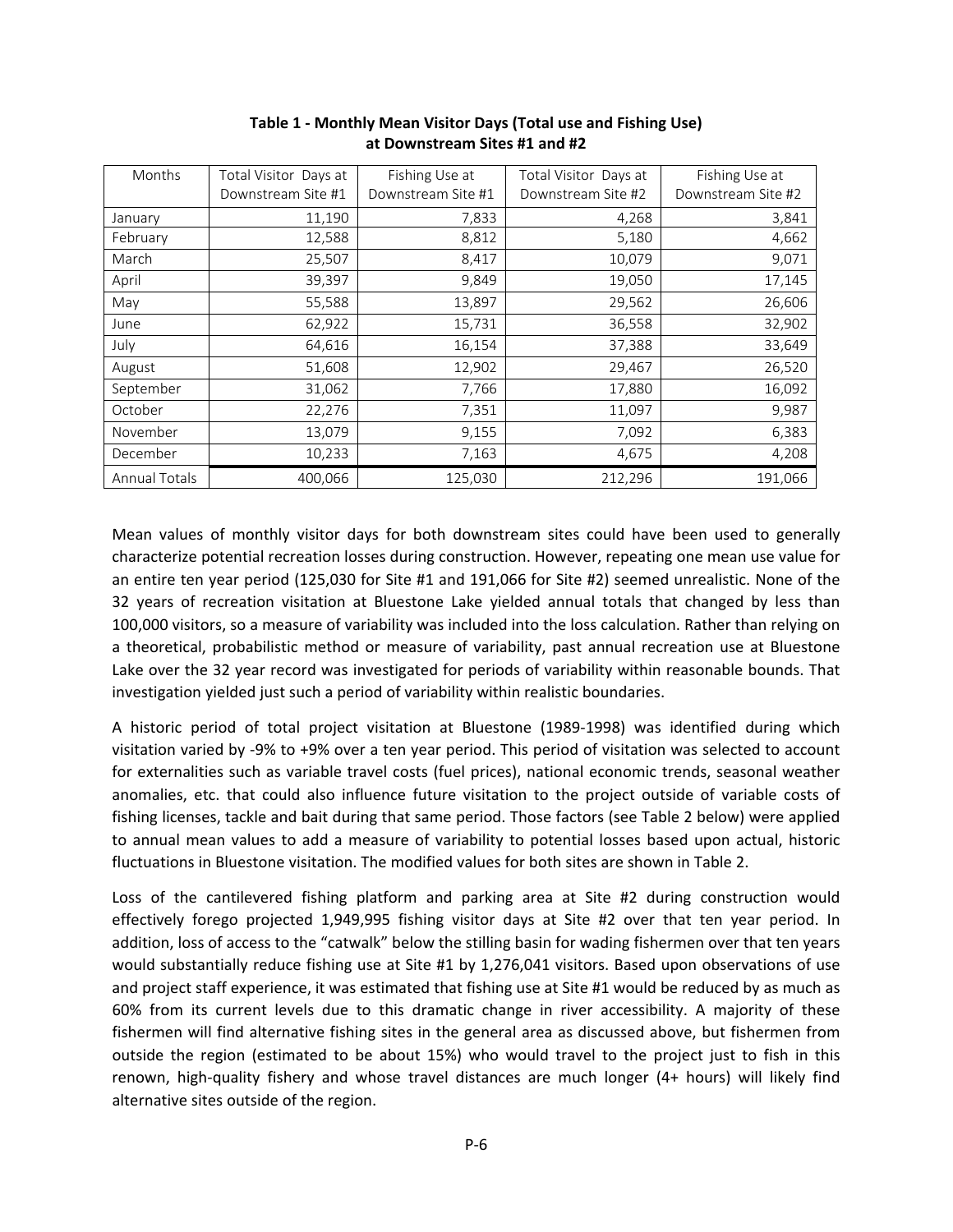**Table 1 - Monthly Mean Visitor Days (Total use and Fishing Use) at Downstream Sites #1 and #2**

| Months | Total Visitor Days at Downstream Site #1 | Fishing Use at Downstream Site #1 | Total Visitor Days at Downstream Site #2 | Fishing Use at Downstream Site #2 |
|---|---|---|---|---|
| January | 11,190 | 7,833 | 4,268 | 3,841 |
| February | 12,588 | 8,812 | 5,180 | 4,662 |
| March | 25,507 | 8,417 | 10,079 | 9,071 |
| April | 39,397 | 9,849 | 19,050 | 17,145 |
| May | 55,588 | 13,897 | 29,562 | 26,606 |
| June | 62,922 | 15,731 | 36,558 | 32,902 |
| July | 64,616 | 16,154 | 37,388 | 33,649 |
| August | 51,608 | 12,902 | 29,467 | 26,520 |
| September | 31,062 | 7,766 | 17,880 | 16,092 |
| October | 22,276 | 7,351 | 11,097 | 9,987 |
| November | 13,079 | 9,155 | 7,092 | 6,383 |
| December | 10,233 | 7,163 | 4,675 | 4,208 |
| Annual Totals | 400,066 | 125,030 | 212,296 | 191,066 |

Mean values of monthly visitor days for both downstream sites could have been used to generally characterize potential recreation losses during construction. However, repeating one mean use value for an entire ten year period (125,030 for Site #1 and 191,066 for Site #2) seemed unrealistic. None of the 32 years of recreation visitation at Bluestone Lake yielded annual totals that changed by less than 100,000 visitors, so a measure of variability was included into the loss calculation. Rather than relying on a theoretical, probabilistic method or measure of variability, past annual recreation use at Bluestone Lake over the 32 year record was investigated for periods of variability within reasonable bounds. That investigation yielded just such a period of variability within realistic boundaries.

A historic period of total project visitation at Bluestone (1989-1998) was identified during which visitation varied by -9% to +9% over a ten year period. This period of visitation was selected to account for externalities such as variable travel costs (fuel prices), national economic trends, seasonal weather anomalies, etc. that could also influence future visitation to the project outside of variable costs of fishing licenses, tackle and bait during that same period. Those factors (see Table 2 below) were applied to annual mean values to add a measure of variability to potential losses based upon actual, historic fluctuations in Bluestone visitation. The modified values for both sites are shown in Table 2.

Loss of the cantilevered fishing platform and parking area at Site #2 during construction would effectively forego projected 1,949,995 fishing visitor days at Site #2 over that ten year period. In addition, loss of access to the "catwalk" below the stilling basin for wading fishermen over that ten years would substantially reduce fishing use at Site #1 by 1,276,041 visitors. Based upon observations of use and project staff experience, it was estimated that fishing use at Site #1 would be reduced by as much as 60% from its current levels due to this dramatic change in river accessibility. A majority of these fishermen will find alternative fishing sites in the general area as discussed above, but fishermen from outside the region (estimated to be about 15%) who would travel to the project just to fish in this renown, high-quality fishery and whose travel distances are much longer (4+ hours) will likely find alternative sites outside of the region.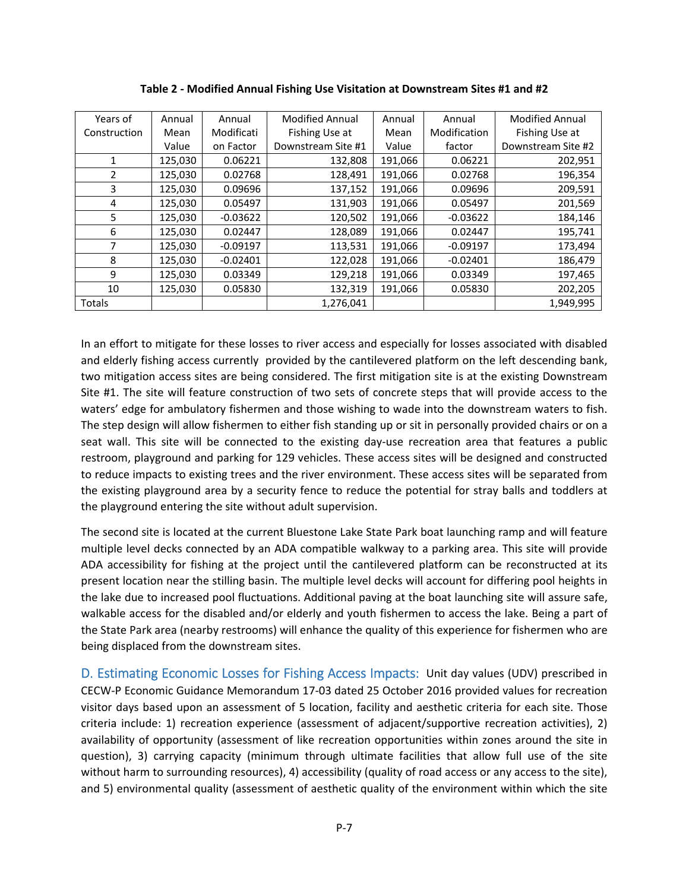**Table 2 - Modified Annual Fishing Use Visitation at Downstream Sites #1 and #2**

| Years of Construction | Annual Mean Value | Annual Modification Factor | Modified Annual Fishing Use at Downstream Site #1 | Annual Mean Value | Annual Modification factor | Modified Annual Fishing Use at Downstream Site #2 |
|---|---|---|---|---|---|---|
| 1 | 125,030 | 0.06221 | 132,808 | 191,066 | 0.06221 | 202,951 |
| 2 | 125,030 | 0.02768 | 128,491 | 191,066 | 0.02768 | 196,354 |
| 3 | 125,030 | 0.09696 | 137,152 | 191,066 | 0.09696 | 209,591 |
| 4 | 125,030 | 0.05497 | 131,903 | 191,066 | 0.05497 | 201,569 |
| 5 | 125,030 | -0.03622 | 120,502 | 191,066 | -0.03622 | 184,146 |
| 6 | 125,030 | 0.02447 | 128,089 | 191,066 | 0.02447 | 195,741 |
| 7 | 125,030 | -0.09197 | 113,531 | 191,066 | -0.09197 | 173,494 |
| 8 | 125,030 | -0.02401 | 122,028 | 191,066 | -0.02401 | 186,479 |
| 9 | 125,030 | 0.03349 | 129,218 | 191,066 | 0.03349 | 197,465 |
| 10 | 125,030 | 0.05830 | 132,319 | 191,066 | 0.05830 | 202,205 |
| Totals | | | 1,276,041 | | | 1,949,995 |

In an effort to mitigate for these losses to river access and especially for losses associated with disabled and elderly fishing access currently provided by the cantilevered platform on the left descending bank, two mitigation access sites are being considered. The first mitigation site is at the existing Downstream Site #1. The site will feature construction of two sets of concrete steps that will provide access to the waters' edge for ambulatory fishermen and those wishing to wade into the downstream waters to fish. The step design will allow fishermen to either fish standing up or sit in personally provided chairs or on a seat wall. This site will be connected to the existing day-use recreation area that features a public restroom, playground and parking for 129 vehicles. These access sites will be designed and constructed to reduce impacts to existing trees and the river environment. These access sites will be separated from the existing playground area by a security fence to reduce the potential for stray balls and toddlers at the playground entering the site without adult supervision.

The second site is located at the current Bluestone Lake State Park boat launching ramp and will feature multiple level decks connected by an ADA compatible walkway to a parking area. This site will provide ADA accessibility for fishing at the project until the cantilevered platform can be reconstructed at its present location near the stilling basin. The multiple level decks will account for differing pool heights in the lake due to increased pool fluctuations. Additional paving at the boat launching site will assure safe, walkable access for the disabled and/or elderly and youth fishermen to access the lake. Being a part of the State Park area (nearby restrooms) will enhance the quality of this experience for fishermen who are being displaced from the downstream sites.

### D. Estimating Economic Losses for Fishing Access Impacts:

Unit day values (UDV) prescribed in CECW-P Economic Guidance Memorandum 17-03 dated 25 October 2016 provided values for recreation visitor days based upon an assessment of 5 location, facility and aesthetic criteria for each site. Those criteria include: 1) recreation experience (assessment of adjacent/supportive recreation activities), 2) availability of opportunity (assessment of like recreation opportunities within zones around the site in question), 3) carrying capacity (minimum through ultimate facilities that allow full use of the site without harm to surrounding resources), 4) accessibility (quality of road access or any access to the site), and 5) environmental quality (assessment of aesthetic quality of the environment within which the site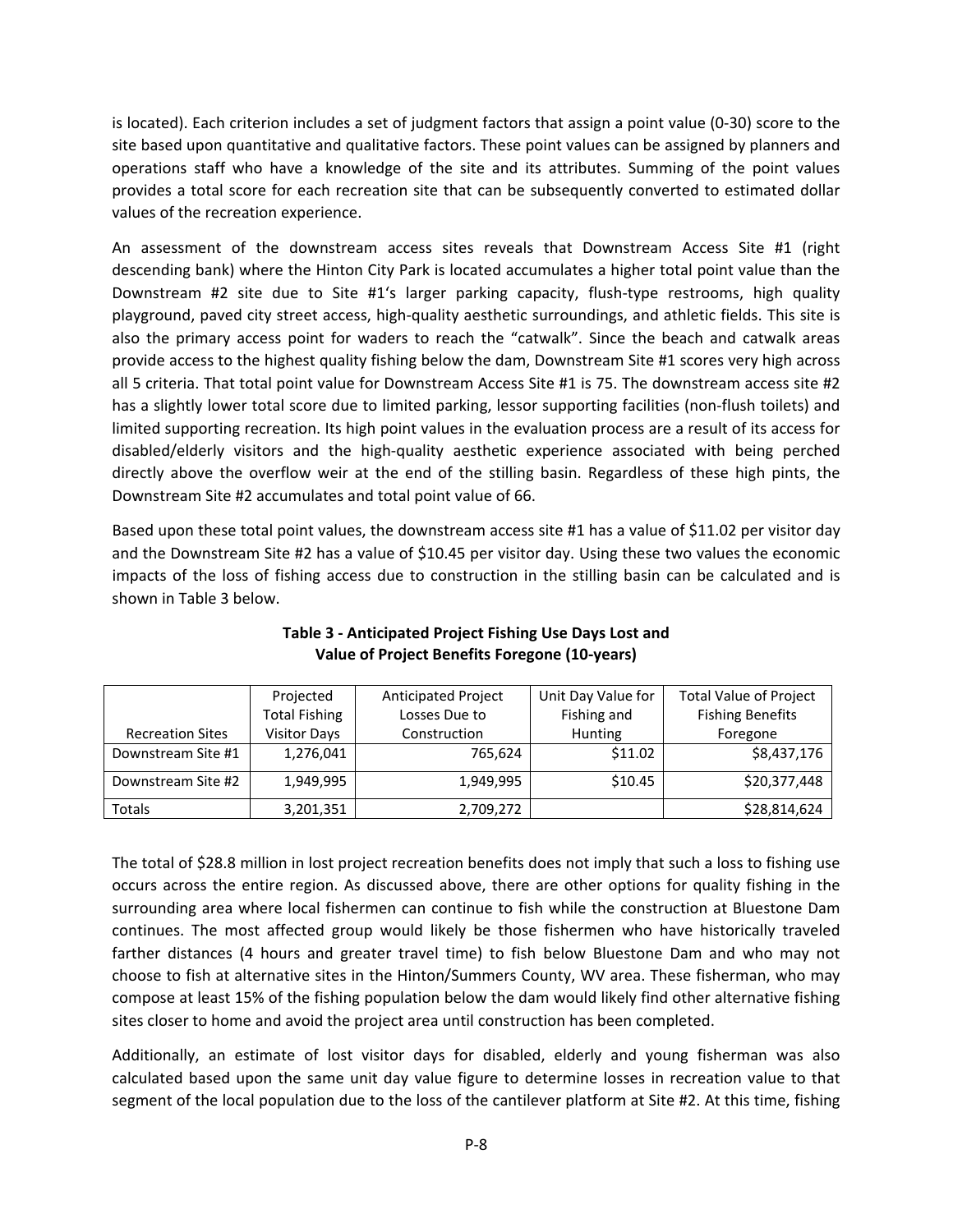is located). Each criterion includes a set of judgment factors that assign a point value (0-30) score to the site based upon quantitative and qualitative factors. These point values can be assigned by planners and operations staff who have a knowledge of the site and its attributes. Summing of the point values provides a total score for each recreation site that can be subsequently converted to estimated dollar values of the recreation experience.

An assessment of the downstream access sites reveals that Downstream Access Site #1 (right descending bank) where the Hinton City Park is located accumulates a higher total point value than the Downstream #2 site due to Site #1's larger parking capacity, flush-type restrooms, high quality playground, paved city street access, high-quality aesthetic surroundings, and athletic fields. This site is also the primary access point for waders to reach the "catwalk". Since the beach and catwalk areas provide access to the highest quality fishing below the dam, Downstream Site #1 scores very high across all 5 criteria. That total point value for Downstream Access Site #1 is 75. The downstream access site #2 has a slightly lower total score due to limited parking, lessor supporting facilities (non-flush toilets) and limited supporting recreation. Its high point values in the evaluation process are a result of its access for disabled/elderly visitors and the high-quality aesthetic experience associated with being perched directly above the overflow weir at the end of the stilling basin. Regardless of these high pints, the Downstream Site #2 accumulates and total point value of 66.

Based upon these total point values, the downstream access site #1 has a value of $11.02 per visitor day and the Downstream Site #2 has a value of $10.45 per visitor day. Using these two values the economic impacts of the loss of fishing access due to construction in the stilling basin can be calculated and is shown in Table 3 below.

**Table 3 - Anticipated Project Fishing Use Days Lost and Value of Project Benefits Foregone (10-years)**

| Recreation Sites | Projected Total Fishing Visitor Days | Anticipated Project Losses Due to Construction | Unit Day Value for Fishing and Hunting | Total Value of Project Fishing Benefits Foregone |
|---|---|---|---|---|
| Downstream Site #1 | 1,276,041 | 765,624 | $11.02 | $8,437,176 |
| Downstream Site #2 | 1,949,995 | 1,949,995 | $10.45 | $20,377,448 |
| Totals | 3,201,351 | 2,709,272 | | $28,814,624 |

The total of $28.8 million in lost project recreation benefits does not imply that such a loss to fishing use occurs across the entire region. As discussed above, there are other options for quality fishing in the surrounding area where local fishermen can continue to fish while the construction at Bluestone Dam continues. The most affected group would likely be those fishermen who have historically traveled farther distances (4 hours and greater travel time) to fish below Bluestone Dam and who may not choose to fish at alternative sites in the Hinton/Summers County, WV area. These fisherman, who may compose at least 15% of the fishing population below the dam would likely find other alternative fishing sites closer to home and avoid the project area until construction has been completed.

Additionally, an estimate of lost visitor days for disabled, elderly and young fisherman was also calculated based upon the same unit day value figure to determine losses in recreation value to that segment of the local population due to the loss of the cantilever platform at Site #2. At this time, fishing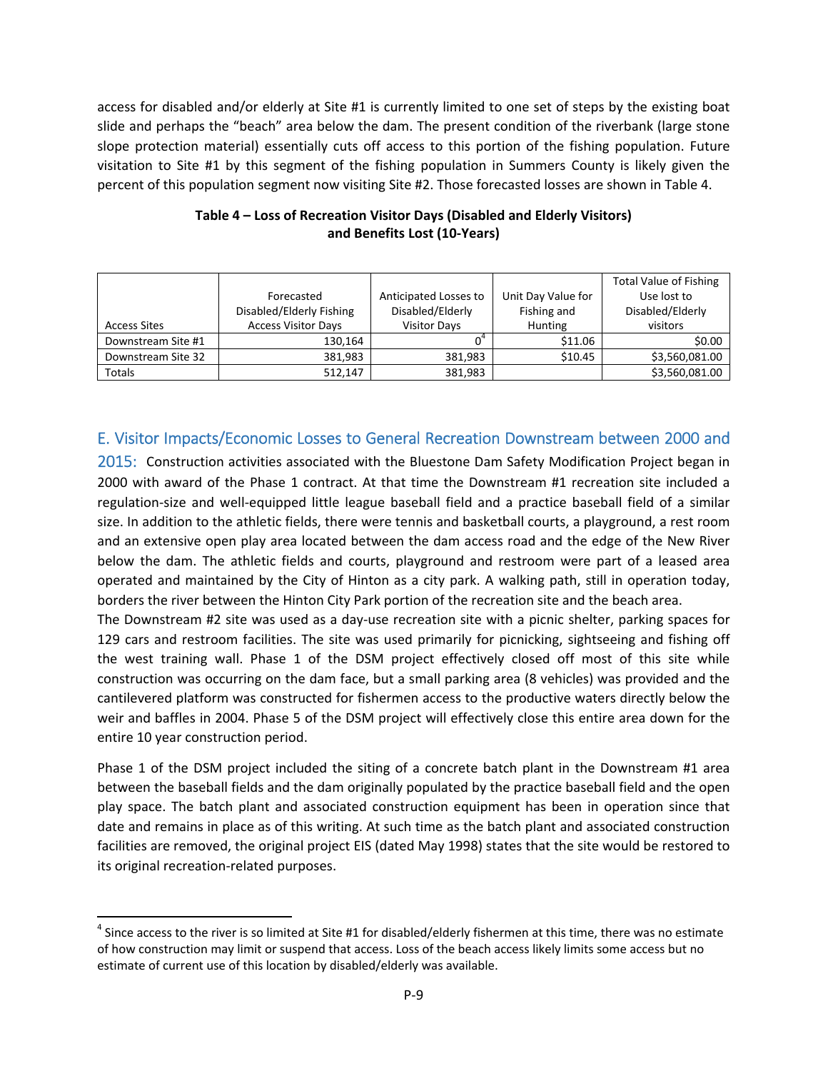access for disabled and/or elderly at Site #1 is currently limited to one set of steps by the existing boat slide and perhaps the "beach" area below the dam. The present condition of the riverbank (large stone slope protection material) essentially cuts off access to this portion of the fishing population. Future visitation to Site #1 by this segment of the fishing population in Summers County is likely given the percent of this population segment now visiting Site #2. Those forecasted losses are shown in Table 4.

**Table 4 – Loss of Recreation Visitor Days (Disabled and Elderly Visitors) and Benefits Lost (10-Years)**

| Access Sites | Forecasted Disabled/Elderly Fishing Access Visitor Days | Anticipated Losses to Disabled/Elderly Visitor Days | Unit Day Value for Fishing and Hunting | Total Value of Fishing Use lost to Disabled/Elderly visitors |
|---|---|---|---|---|
| Downstream Site #1 | 130,164 | 0[4] | $11.06 | $0.00 |
| Downstream Site 32 | 381,983 | 381,983 | $10.45 | $3,560,081.00 |
| Totals | 512,147 | 381,983 | | $3,560,081.00 |

## E. Visitor Impacts/Economic Losses to General Recreation Downstream between 2000 and 2015:

Construction activities associated with the Bluestone Dam Safety Modification Project began in 2000 with award of the Phase 1 contract. At that time the Downstream #1 recreation site included a regulation-size and well-equipped little league baseball field and a practice baseball field of a similar size. In addition to the athletic fields, there were tennis and basketball courts, a playground, a rest room and an extensive open play area located between the dam access road and the edge of the New River below the dam. The athletic fields and courts, playground and restroom were part of a leased area operated and maintained by the City of Hinton as a city park. A walking path, still in operation today, borders the river between the Hinton City Park portion of the recreation site and the beach area.

The Downstream #2 site was used as a day-use recreation site with a picnic shelter, parking spaces for 129 cars and restroom facilities. The site was used primarily for picnicking, sightseeing and fishing off the west training wall. Phase 1 of the DSM project effectively closed off most of this site while construction was occurring on the dam face, but a small parking area (8 vehicles) was provided and the cantilevered platform was constructed for fishermen access to the productive waters directly below the weir and baffles in 2004. Phase 5 of the DSM project will effectively close this entire area down for the entire 10 year construction period.

Phase 1 of the DSM project included the siting of a concrete batch plant in the Downstream #1 area between the baseball fields and the dam originally populated by the practice baseball field and the open play space. The batch plant and associated construction equipment has been in operation since that date and remains in place as of this writing. At such time as the batch plant and associated construction facilities are removed, the original project EIS (dated May 1998) states that the site would be restored to its original recreation-related purposes.

[4] Since access to the river is so limited at Site #1 for disabled/elderly fishermen at this time, there was no estimate of how construction may limit or suspend that access. Loss of the beach access likely limits some access but no estimate of current use of this location by disabled/elderly was available.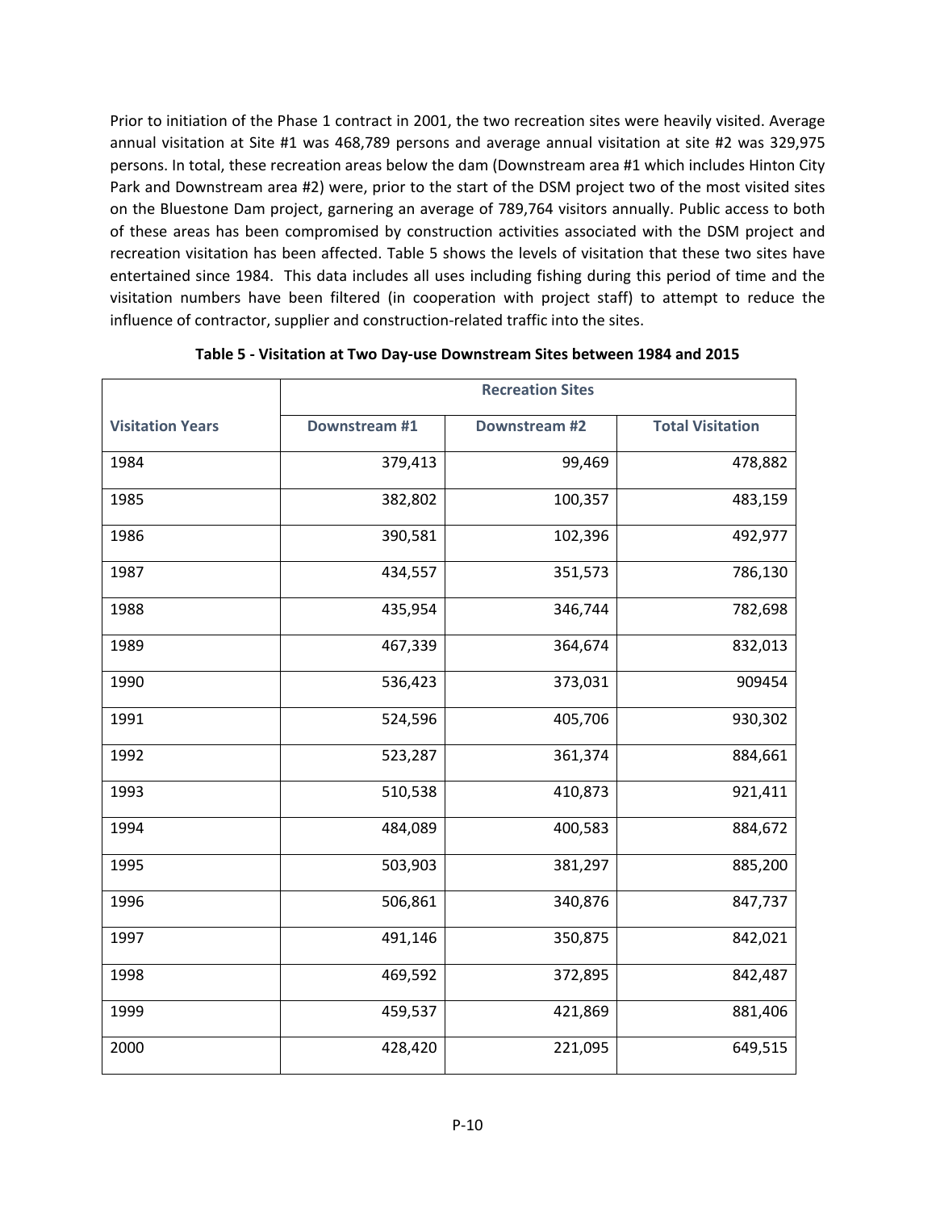Prior to initiation of the Phase 1 contract in 2001, the two recreation sites were heavily visited. Average annual visitation at Site #1 was 468,789 persons and average annual visitation at site #2 was 329,975 persons. In total, these recreation areas below the dam (Downstream area #1 which includes Hinton City Park and Downstream area #2) were, prior to the start of the DSM project two of the most visited sites on the Bluestone Dam project, garnering an average of 789,764 visitors annually. Public access to both of these areas has been compromised by construction activities associated with the DSM project and recreation visitation has been affected. Table 5 shows the levels of visitation that these two sites have entertained since 1984. This data includes all uses including fishing during this period of time and the visitation numbers have been filtered (in cooperation with project staff) to attempt to reduce the influence of contractor, supplier and construction-related traffic into the sites.

**Table 5 - Visitation at Two Day-use Downstream Sites between 1984 and 2015**

| | Recreation Sites | | |
|---|---|---|---|
| **Visitation Years** | **Downstream #1** | **Downstream #2** | **Total Visitation** |
| 1984 | 379,413 | 99,469 | 478,882 |
| 1985 | 382,802 | 100,357 | 483,159 |
| 1986 | 390,581 | 102,396 | 492,977 |
| 1987 | 434,557 | 351,573 | 786,130 |
| 1988 | 435,954 | 346,744 | 782,698 |
| 1989 | 467,339 | 364,674 | 832,013 |
| 1990 | 536,423 | 373,031 | 909454 |
| 1991 | 524,596 | 405,706 | 930,302 |
| 1992 | 523,287 | 361,374 | 884,661 |
| 1993 | 510,538 | 410,873 | 921,411 |
| 1994 | 484,089 | 400,583 | 884,672 |
| 1995 | 503,903 | 381,297 | 885,200 |
| 1996 | 506,861 | 340,876 | 847,737 |
| 1997 | 491,146 | 350,875 | 842,021 |
| 1998 | 469,592 | 372,895 | 842,487 |
| 1999 | 459,537 | 421,869 | 881,406 |
| 2000 | 428,420 | 221,095 | 649,515 |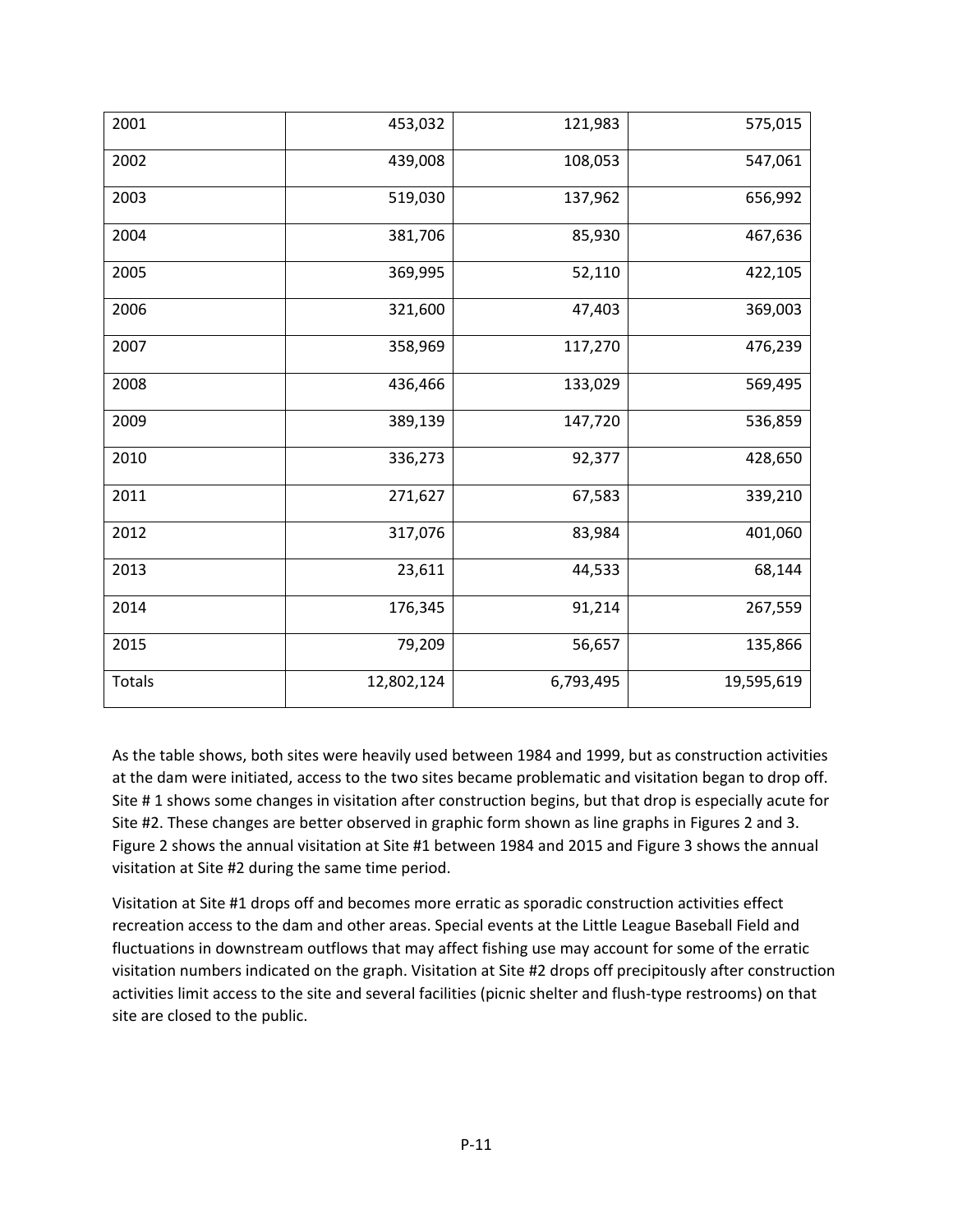| 2001 | 453,032 | 121,983 | 575,015 |
|---|---|---|---|
| 2002 | 439,008 | 108,053 | 547,061 |
| 2003 | 519,030 | 137,962 | 656,992 |
| 2004 | 381,706 | 85,930 | 467,636 |
| 2005 | 369,995 | 52,110 | 422,105 |
| 2006 | 321,600 | 47,403 | 369,003 |
| 2007 | 358,969 | 117,270 | 476,239 |
| 2008 | 436,466 | 133,029 | 569,495 |
| 2009 | 389,139 | 147,720 | 536,859 |
| 2010 | 336,273 | 92,377 | 428,650 |
| 2011 | 271,627 | 67,583 | 339,210 |
| 2012 | 317,076 | 83,984 | 401,060 |
| 2013 | 23,611 | 44,533 | 68,144 |
| 2014 | 176,345 | 91,214 | 267,559 |
| 2015 | 79,209 | 56,657 | 135,866 |
| Totals | 12,802,124 | 6,793,495 | 19,595,619 |

As the table shows, both sites were heavily used between 1984 and 1999, but as construction activities at the dam were initiated, access to the two sites became problematic and visitation began to drop off. Site # 1 shows some changes in visitation after construction begins, but that drop is especially acute for Site #2. These changes are better observed in graphic form shown as line graphs in Figures 2 and 3. Figure 2 shows the annual visitation at Site #1 between 1984 and 2015 and Figure 3 shows the annual visitation at Site #2 during the same time period.

Visitation at Site #1 drops off and becomes more erratic as sporadic construction activities effect recreation access to the dam and other areas. Special events at the Little League Baseball Field and fluctuations in downstream outflows that may affect fishing use may account for some of the erratic visitation numbers indicated on the graph. Visitation at Site #2 drops off precipitously after construction activities limit access to the site and several facilities (picnic shelter and flush-type restrooms) on that site are closed to the public.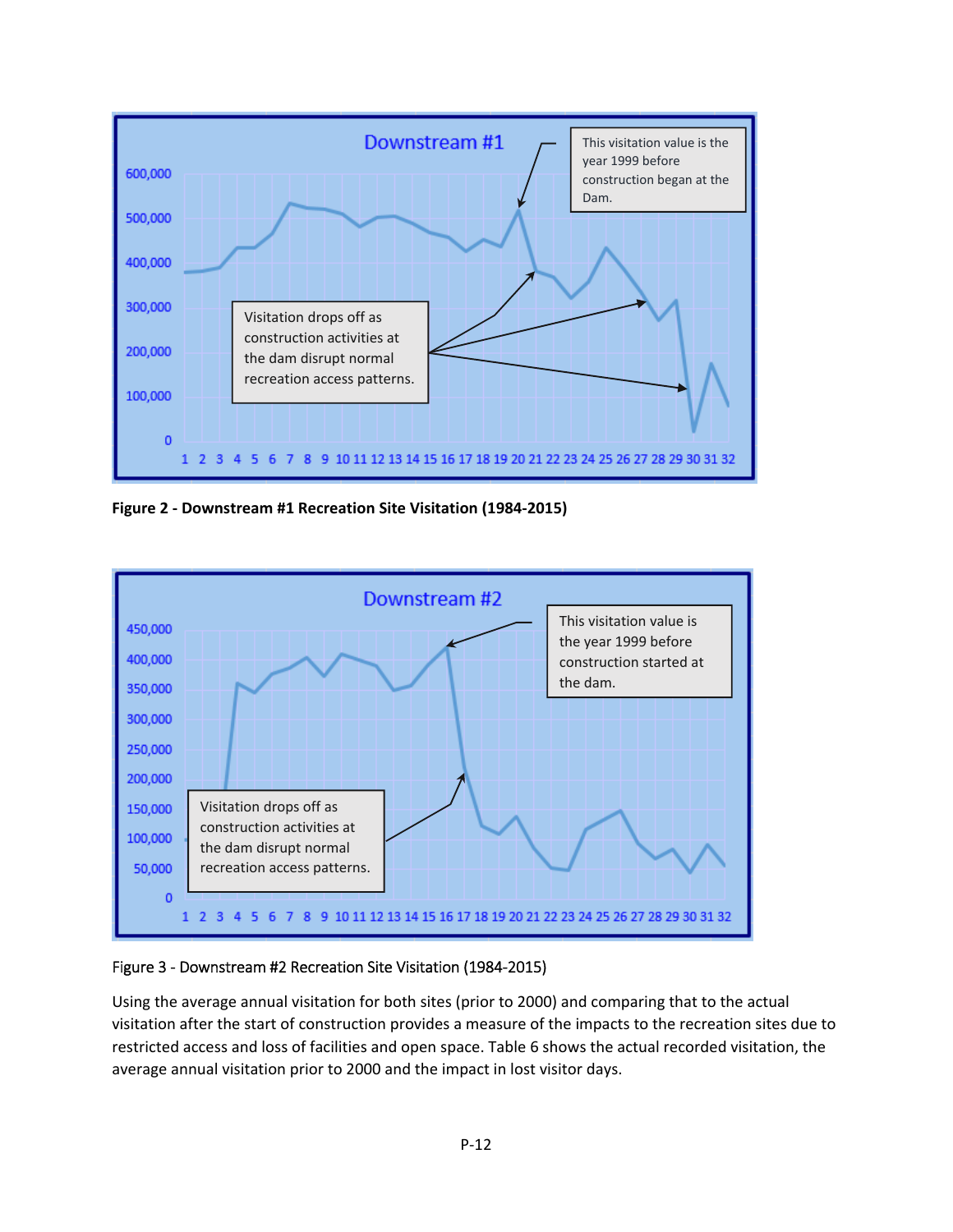Figure 2 - Downstream #1 Recreation Site Visitation (1984-2015)

Figure 3 - Downstream #2 Recreation Site Visitation (1984-2015)

Using the average annual visitation for both sites (prior to 2000) and comparing that to the actual visitation after the start of construction provides a measure of the impacts to the recreation sites due to restricted access and loss of facilities and open space. Table 6 shows the actual recorded visitation, the average annual visitation prior to 2000 and the impact in lost visitor days.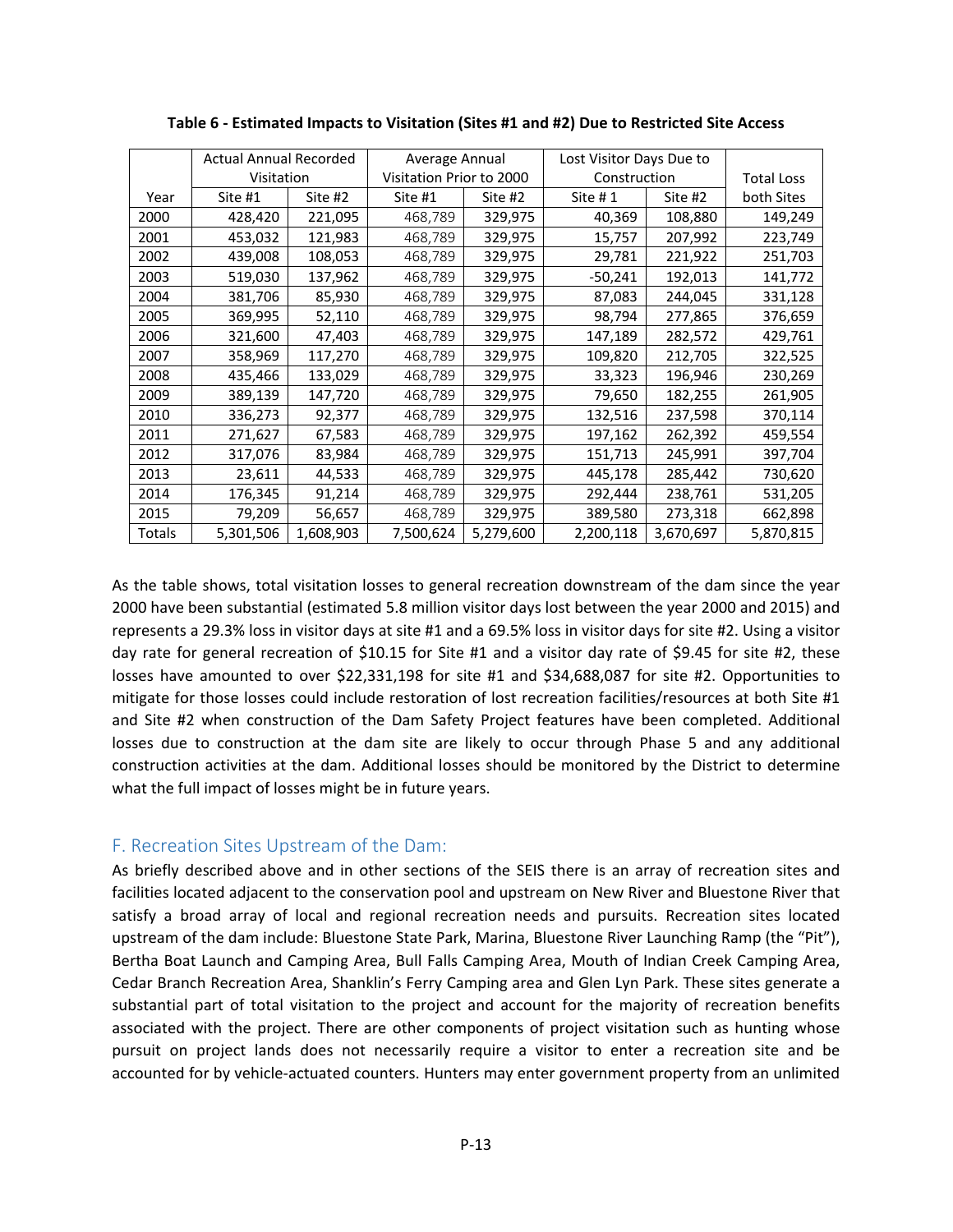**Table 6 - Estimated Impacts to Visitation (Sites #1 and #2) Due to Restricted Site Access**

| | Actual Annual Recorded Visitation | | Average Annual Visitation Prior to 2000 | | Lost Visitor Days Due to Construction | | Total Loss |
|---|---|---|---|---|---|---|---|
| Year | Site #1 | Site #2 | Site #1 | Site #2 | Site # 1 | Site #2 | both Sites |
| 2000 | 428,420 | 221,095 | 468,789 | 329,975 | 40,369 | 108,880 | 149,249 |
| 2001 | 453,032 | 121,983 | 468,789 | 329,975 | 15,757 | 207,992 | 223,749 |
| 2002 | 439,008 | 108,053 | 468,789 | 329,975 | 29,781 | 221,922 | 251,703 |
| 2003 | 519,030 | 137,962 | 468,789 | 329,975 | -50,241 | 192,013 | 141,772 |
| 2004 | 381,706 | 85,930 | 468,789 | 329,975 | 87,083 | 244,045 | 331,128 |
| 2005 | 369,995 | 52,110 | 468,789 | 329,975 | 98,794 | 277,865 | 376,659 |
| 2006 | 321,600 | 47,403 | 468,789 | 329,975 | 147,189 | 282,572 | 429,761 |
| 2007 | 358,969 | 117,270 | 468,789 | 329,975 | 109,820 | 212,705 | 322,525 |
| 2008 | 435,466 | 133,029 | 468,789 | 329,975 | 33,323 | 196,946 | 230,269 |
| 2009 | 389,139 | 147,720 | 468,789 | 329,975 | 79,650 | 182,255 | 261,905 |
| 2010 | 336,273 | 92,377 | 468,789 | 329,975 | 132,516 | 237,598 | 370,114 |
| 2011 | 271,627 | 67,583 | 468,789 | 329,975 | 197,162 | 262,392 | 459,554 |
| 2012 | 317,076 | 83,984 | 468,789 | 329,975 | 151,713 | 245,991 | 397,704 |
| 2013 | 23,611 | 44,533 | 468,789 | 329,975 | 445,178 | 285,442 | 730,620 |
| 2014 | 176,345 | 91,214 | 468,789 | 329,975 | 292,444 | 238,761 | 531,205 |
| 2015 | 79,209 | 56,657 | 468,789 | 329,975 | 389,580 | 273,318 | 662,898 |
| Totals | 5,301,506 | 1,608,903 | 7,500,624 | 5,279,600 | 2,200,118 | 3,670,697 | 5,870,815 |

As the table shows, total visitation losses to general recreation downstream of the dam since the year 2000 have been substantial (estimated 5.8 million visitor days lost between the year 2000 and 2015) and represents a 29.3% loss in visitor days at site #1 and a 69.5% loss in visitor days for site #2. Using a visitor day rate for general recreation of $10.15 for Site #1 and a visitor day rate of $9.45 for site #2, these losses have amounted to over $22,331,198 for site #1 and $34,688,087 for site #2. Opportunities to mitigate for those losses could include restoration of lost recreation facilities/resources at both Site #1 and Site #2 when construction of the Dam Safety Project features have been completed. Additional losses due to construction at the dam site are likely to occur through Phase 5 and any additional construction activities at the dam. Additional losses should be monitored by the District to determine what the full impact of losses might be in future years.

## F. Recreation Sites Upstream of the Dam:

As briefly described above and in other sections of the SEIS there is an array of recreation sites and facilities located adjacent to the conservation pool and upstream on New River and Bluestone River that satisfy a broad array of local and regional recreation needs and pursuits. Recreation sites located upstream of the dam include: Bluestone State Park, Marina, Bluestone River Launching Ramp (the "Pit"), Bertha Boat Launch and Camping Area, Bull Falls Camping Area, Mouth of Indian Creek Camping Area, Cedar Branch Recreation Area, Shanklin's Ferry Camping area and Glen Lyn Park. These sites generate a substantial part of total visitation to the project and account for the majority of recreation benefits associated with the project. There are other components of project visitation such as hunting whose pursuit on project lands does not necessarily require a visitor to enter a recreation site and be accounted for by vehicle-actuated counters. Hunters may enter government property from an unlimited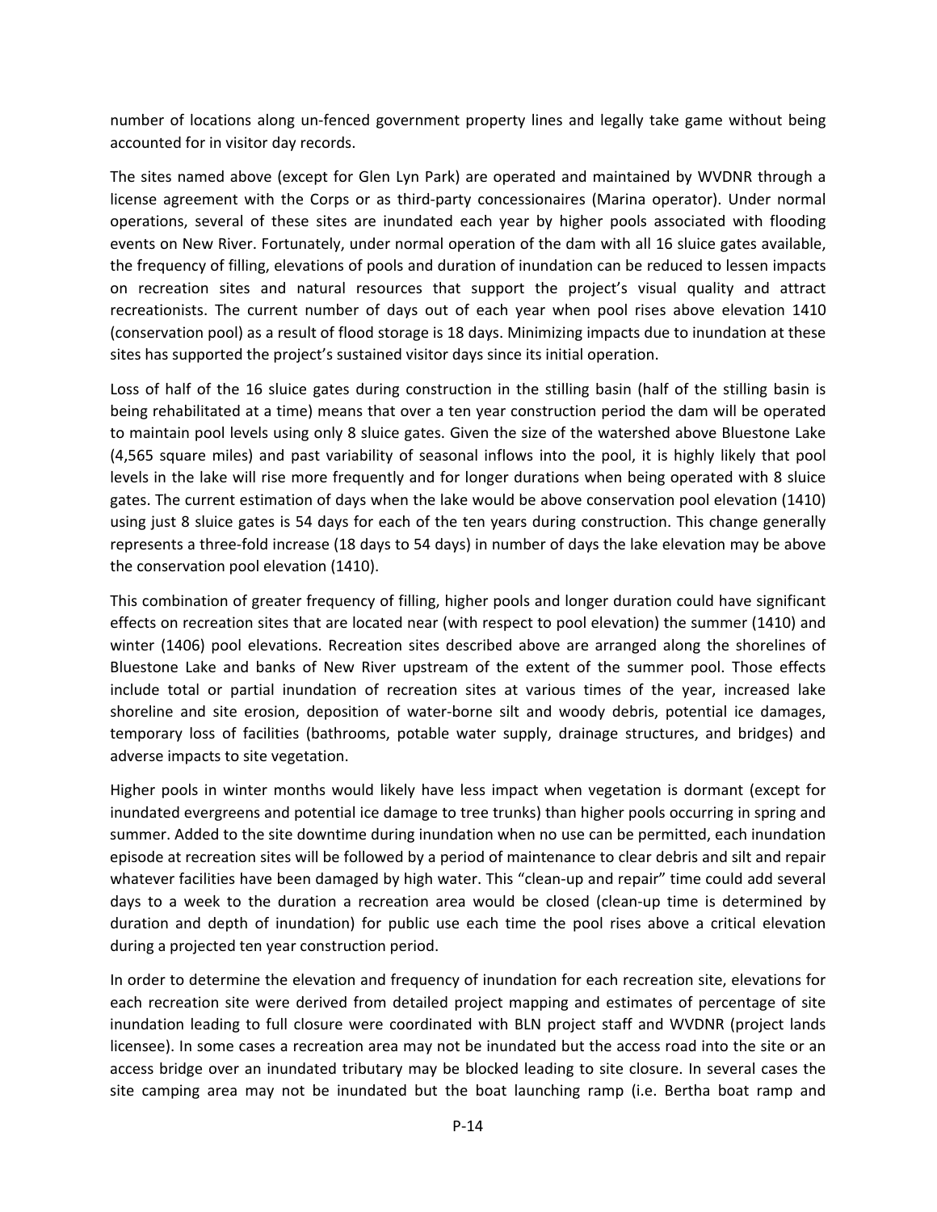number of locations along un-fenced government property lines and legally take game without being accounted for in visitor day records.

The sites named above (except for Glen Lyn Park) are operated and maintained by WVDNR through a license agreement with the Corps or as third-party concessionaires (Marina operator). Under normal operations, several of these sites are inundated each year by higher pools associated with flooding events on New River. Fortunately, under normal operation of the dam with all 16 sluice gates available, the frequency of filling, elevations of pools and duration of inundation can be reduced to lessen impacts on recreation sites and natural resources that support the project's visual quality and attract recreationists. The current number of days out of each year when pool rises above elevation 1410 (conservation pool) as a result of flood storage is 18 days. Minimizing impacts due to inundation at these sites has supported the project's sustained visitor days since its initial operation.

Loss of half of the 16 sluice gates during construction in the stilling basin (half of the stilling basin is being rehabilitated at a time) means that over a ten year construction period the dam will be operated to maintain pool levels using only 8 sluice gates. Given the size of the watershed above Bluestone Lake (4,565 square miles) and past variability of seasonal inflows into the pool, it is highly likely that pool levels in the lake will rise more frequently and for longer durations when being operated with 8 sluice gates. The current estimation of days when the lake would be above conservation pool elevation (1410) using just 8 sluice gates is 54 days for each of the ten years during construction. This change generally represents a three-fold increase (18 days to 54 days) in number of days the lake elevation may be above the conservation pool elevation (1410).

This combination of greater frequency of filling, higher pools and longer duration could have significant effects on recreation sites that are located near (with respect to pool elevation) the summer (1410) and winter (1406) pool elevations. Recreation sites described above are arranged along the shorelines of Bluestone Lake and banks of New River upstream of the extent of the summer pool. Those effects include total or partial inundation of recreation sites at various times of the year, increased lake shoreline and site erosion, deposition of water-borne silt and woody debris, potential ice damages, temporary loss of facilities (bathrooms, potable water supply, drainage structures, and bridges) and adverse impacts to site vegetation.

Higher pools in winter months would likely have less impact when vegetation is dormant (except for inundated evergreens and potential ice damage to tree trunks) than higher pools occurring in spring and summer. Added to the site downtime during inundation when no use can be permitted, each inundation episode at recreation sites will be followed by a period of maintenance to clear debris and silt and repair whatever facilities have been damaged by high water. This "clean-up and repair" time could add several days to a week to the duration a recreation area would be closed (clean-up time is determined by duration and depth of inundation) for public use each time the pool rises above a critical elevation during a projected ten year construction period.

In order to determine the elevation and frequency of inundation for each recreation site, elevations for each recreation site were derived from detailed project mapping and estimates of percentage of site inundation leading to full closure were coordinated with BLN project staff and WVDNR (project lands licensee). In some cases a recreation area may not be inundated but the access road into the site or an access bridge over an inundated tributary may be blocked leading to site closure. In several cases the site camping area may not be inundated but the boat launching ramp (i.e. Bertha boat ramp and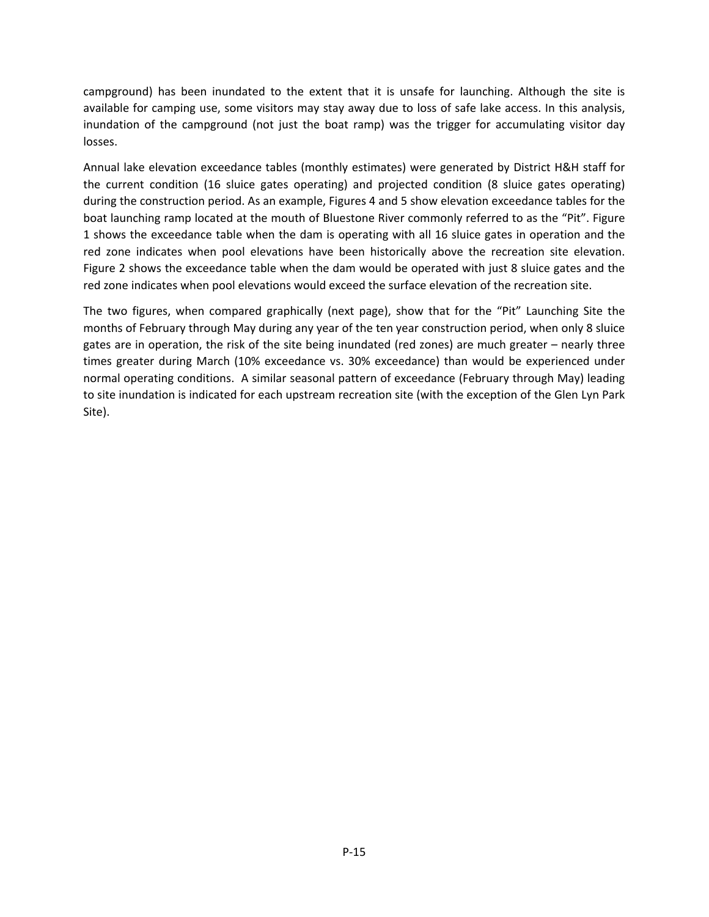campground) has been inundated to the extent that it is unsafe for launching. Although the site is available for camping use, some visitors may stay away due to loss of safe lake access. In this analysis, inundation of the campground (not just the boat ramp) was the trigger for accumulating visitor day losses.

Annual lake elevation exceedance tables (monthly estimates) were generated by District H&H staff for the current condition (16 sluice gates operating) and projected condition (8 sluice gates operating) during the construction period. As an example, Figures 4 and 5 show elevation exceedance tables for the boat launching ramp located at the mouth of Bluestone River commonly referred to as the "Pit". Figure 1 shows the exceedance table when the dam is operating with all 16 sluice gates in operation and the red zone indicates when pool elevations have been historically above the recreation site elevation. Figure 2 shows the exceedance table when the dam would be operated with just 8 sluice gates and the red zone indicates when pool elevations would exceed the surface elevation of the recreation site.

The two figures, when compared graphically (next page), show that for the "Pit" Launching Site the months of February through May during any year of the ten year construction period, when only 8 sluice gates are in operation, the risk of the site being inundated (red zones) are much greater – nearly three times greater during March (10% exceedance vs. 30% exceedance) than would be experienced under normal operating conditions. A similar seasonal pattern of exceedance (February through May) leading to site inundation is indicated for each upstream recreation site (with the exception of the Glen Lyn Park Site).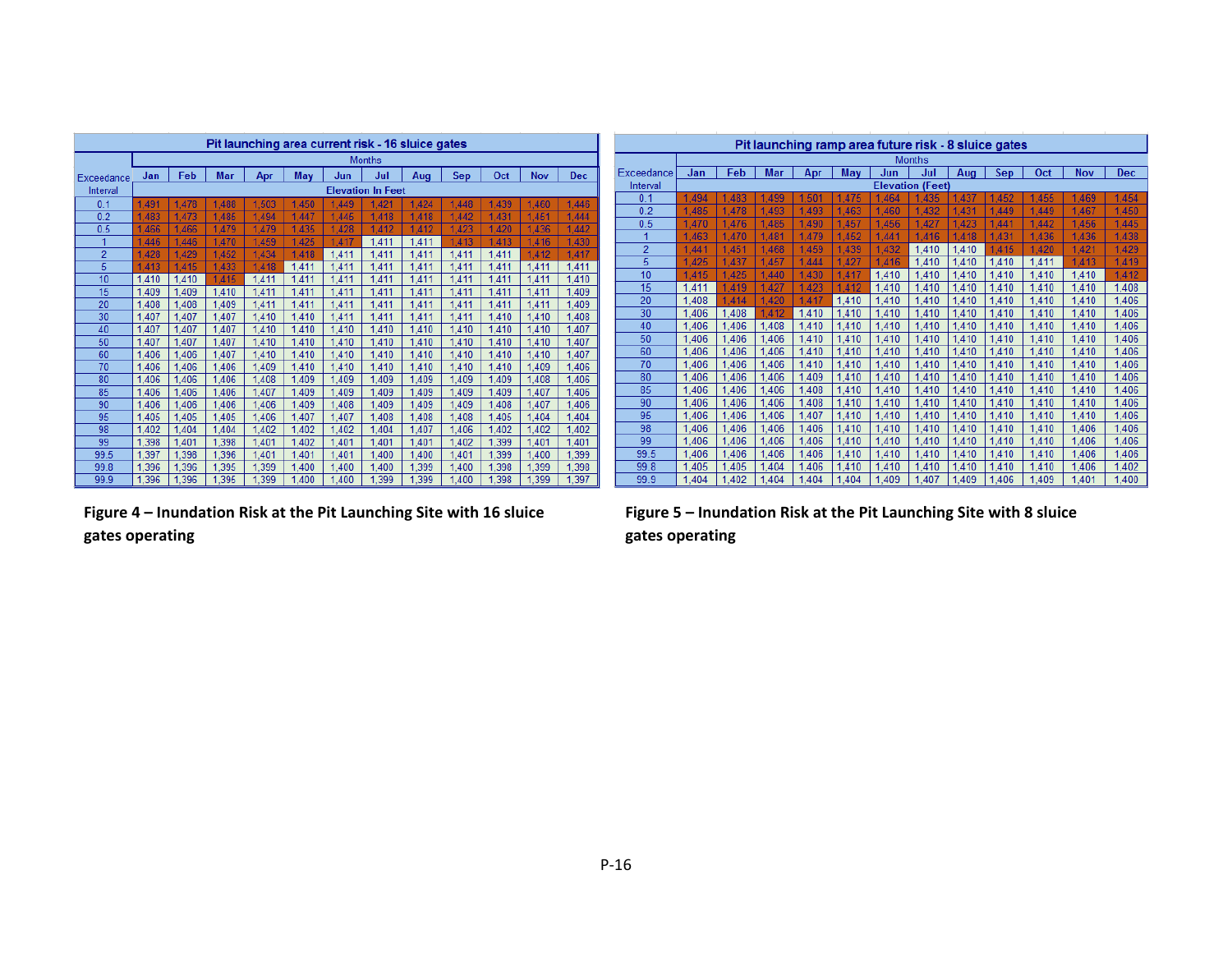| Pit launching area current risk - 16 sluice gates | | | | | | | | | | | | |
|---|---|---|---|---|---|---|---|---|---|---|---|---|
| Exceedance Interval | Months | | | | | | | | | | | |
| | Jan | Feb | Mar | Apr | May | Jun | Jul | Aug | Sep | Oct | Nov | Dec |
| | Elevation In Feet | | | | | | | | | | | |
| 0.1 | 1,491 | 1,478 | 1,488 | 1,503 | 1,450 | 1,449 | 1,421 | 1,424 | 1,448 | 1,439 | 1,460 | 1,446 |
| 0.2 | 1,483 | 1,473 | 1,485 | 1,494 | 1,447 | 1,445 | 1,418 | 1,418 | 1,442 | 1,431 | 1,451 | 1,444 |
| 0.5 | 1,466 | 1,466 | 1,479 | 1,479 | 1,435 | 1,428 | 1,412 | 1,412 | 1,423 | 1,420 | 1,436 | 1,442 |
| 1 | 1,446 | 1,446 | 1,470 | 1,459 | 1,425 | 1,417 | 1,411 | 1,411 | 1,413 | 1,413 | 1,416 | 1,430 |
| 2 | 1,428 | 1,429 | 1,452 | 1,434 | 1,418 | 1,411 | 1,411 | 1,411 | 1,411 | 1,411 | 1,412 | 1,417 |
| 5 | 1,413 | 1,415 | 1,433 | 1,418 | 1,411 | 1,411 | 1,411 | 1,411 | 1,411 | 1,411 | 1,411 | 1,411 |
| 10 | 1,410 | 1,410 | 1,415 | 1,411 | 1,411 | 1,411 | 1,411 | 1,411 | 1,411 | 1,411 | 1,411 | 1,410 |
| 15 | 1,409 | 1,409 | 1,410 | 1,411 | 1,411 | 1,411 | 1,411 | 1,411 | 1,411 | 1,411 | 1,411 | 1,409 |
| 20 | 1,408 | 1,408 | 1,409 | 1,411 | 1,411 | 1,411 | 1,411 | 1,411 | 1,411 | 1,411 | 1,411 | 1,409 |
| 30 | 1,407 | 1,407 | 1,407 | 1,410 | 1,410 | 1,411 | 1,411 | 1,411 | 1,411 | 1,410 | 1,410 | 1,408 |
| 40 | 1,407 | 1,407 | 1,407 | 1,410 | 1,410 | 1,410 | 1,410 | 1,410 | 1,410 | 1,410 | 1,410 | 1,407 |
| 50 | 1,407 | 1,407 | 1,407 | 1,410 | 1,410 | 1,410 | 1,410 | 1,410 | 1,410 | 1,410 | 1,410 | 1,407 |
| 60 | 1,406 | 1,406 | 1,407 | 1,410 | 1,410 | 1,410 | 1,410 | 1,410 | 1,410 | 1,410 | 1,410 | 1,407 |
| 70 | 1,406 | 1,406 | 1,406 | 1,409 | 1,410 | 1,410 | 1,410 | 1,410 | 1,410 | 1,410 | 1,409 | 1,406 |
| 80 | 1,406 | 1,406 | 1,406 | 1,408 | 1,409 | 1,409 | 1,409 | 1,409 | 1,409 | 1,409 | 1,408 | 1,406 |
| 85 | 1,406 | 1,406 | 1,406 | 1,407 | 1,409 | 1,409 | 1,409 | 1,409 | 1,409 | 1,409 | 1,407 | 1,406 |
| 90 | 1,406 | 1,406 | 1,406 | 1,406 | 1,409 | 1,408 | 1,409 | 1,409 | 1,409 | 1,408 | 1,407 | 1,406 |
| 95 | 1,405 | 1,405 | 1,405 | 1,406 | 1,407 | 1,407 | 1,408 | 1,408 | 1,408 | 1,405 | 1,404 | 1,404 |
| 98 | 1,402 | 1,404 | 1,404 | 1,402 | 1,402 | 1,402 | 1,404 | 1,407 | 1,406 | 1,402 | 1,402 | 1,402 |
| 99 | 1,398 | 1,401 | 1,398 | 1,401 | 1,402 | 1,401 | 1,401 | 1,401 | 1,402 | 1,399 | 1,401 | 1,401 |
| 99.5 | 1,397 | 1,398 | 1,396 | 1,401 | 1,401 | 1,401 | 1,400 | 1,400 | 1,401 | 1,399 | 1,400 | 1,399 |
| 99.8 | 1,396 | 1,396 | 1,395 | 1,399 | 1,400 | 1,400 | 1,400 | 1,399 | 1,400 | 1,398 | 1,399 | 1,398 |
| 99.9 | 1,396 | 1,396 | 1,395 | 1,399 | 1,400 | 1,400 | 1,399 | 1,399 | 1,400 | 1,398 | 1,399 | 1,397 |

**Figure 4 – Inundation Risk at the Pit Launching Site with 16 sluice gates operating**

| Pit launching ramp area future risk - 8 sluice gates | | | | | | | | | | | | |
|---|---|---|---|---|---|---|---|---|---|---|---|---|
| Exceedance Interval | Months | | | | | | | | | | | |
| | Jan | Feb | Mar | Apr | May | Jun | Jul | Aug | Sep | Oct | Nov | Dec |
| | Elevation (Feet) | | | | | | | | | | | |
| 0.1 | 1,494 | 1,483 | 1,499 | 1,501 | 1,475 | 1,464 | 1,435 | 1,437 | 1,452 | 1,455 | 1,469 | 1,454 |
| 0.2 | 1,485 | 1,478 | 1,493 | 1,493 | 1,463 | 1,460 | 1,432 | 1,431 | 1,449 | 1,449 | 1,467 | 1,450 |
| 0.5 | 1,470 | 1,476 | 1,485 | 1,490 | 1,457 | 1,456 | 1,427 | 1,423 | 1,441 | 1,442 | 1,456 | 1,445 |
| 1 | 1,463 | 1,470 | 1,481 | 1,479 | 1,452 | 1,441 | 1,416 | 1,418 | 1,431 | 1,436 | 1,436 | 1,438 |
| 2 | 1,441 | 1,451 | 1,468 | 1,459 | 1,439 | 1,432 | 1,410 | 1,410 | 1,415 | 1,420 | 1,421 | 1,429 |
| 5 | 1,425 | 1,437 | 1,457 | 1,444 | 1,427 | 1,416 | 1,410 | 1,410 | 1,410 | 1,411 | 1,413 | 1,419 |
| 10 | 1,415 | 1,425 | 1,440 | 1,430 | 1,417 | 1,410 | 1,410 | 1,410 | 1,410 | 1,410 | 1,410 | 1,412 |
| 15 | 1,411 | 1,419 | 1,427 | 1,423 | 1,412 | 1,410 | 1,410 | 1,410 | 1,410 | 1,410 | 1,410 | 1,408 |
| 20 | 1,408 | 1,414 | 1,420 | 1,417 | 1,410 | 1,410 | 1,410 | 1,410 | 1,410 | 1,410 | 1,410 | 1,406 |
| 30 | 1,406 | 1,408 | 1,412 | 1,410 | 1,410 | 1,410 | 1,410 | 1,410 | 1,410 | 1,410 | 1,410 | 1,406 |
| 40 | 1,406 | 1,406 | 1,408 | 1,410 | 1,410 | 1,410 | 1,410 | 1,410 | 1,410 | 1,410 | 1,410 | 1,406 |
| 50 | 1,406 | 1,406 | 1,406 | 1,410 | 1,410 | 1,410 | 1,410 | 1,410 | 1,410 | 1,410 | 1,410 | 1,406 |
| 60 | 1,406 | 1,406 | 1,406 | 1,410 | 1,410 | 1,410 | 1,410 | 1,410 | 1,410 | 1,410 | 1,410 | 1,406 |
| 70 | 1,406 | 1,406 | 1,406 | 1,410 | 1,410 | 1,410 | 1,410 | 1,410 | 1,410 | 1,410 | 1,410 | 1,406 |
| 80 | 1,406 | 1,406 | 1,406 | 1,409 | 1,410 | 1,410 | 1,410 | 1,410 | 1,410 | 1,410 | 1,410 | 1,406 |
| 85 | 1,406 | 1,406 | 1,406 | 1,408 | 1,410 | 1,410 | 1,410 | 1,410 | 1,410 | 1,410 | 1,410 | 1,406 |
| 90 | 1,406 | 1,406 | 1,406 | 1,408 | 1,410 | 1,410 | 1,410 | 1,410 | 1,410 | 1,410 | 1,410 | 1,406 |
| 95 | 1,406 | 1,406 | 1,406 | 1,407 | 1,410 | 1,410 | 1,410 | 1,410 | 1,410 | 1,410 | 1,410 | 1,406 |
| 98 | 1,406 | 1,406 | 1,406 | 1,406 | 1,410 | 1,410 | 1,410 | 1,410 | 1,410 | 1,410 | 1,406 | 1,406 |
| 99 | 1,406 | 1,406 | 1,406 | 1,406 | 1,410 | 1,410 | 1,410 | 1,410 | 1,410 | 1,410 | 1,406 | 1,406 |
| 99.5 | 1,406 | 1,406 | 1,406 | 1,406 | 1,410 | 1,410 | 1,410 | 1,410 | 1,410 | 1,410 | 1,406 | 1,406 |
| 99.8 | 1,405 | 1,405 | 1,404 | 1,406 | 1,410 | 1,410 | 1,410 | 1,410 | 1,410 | 1,410 | 1,406 | 1,402 |
| 99.9 | 1,404 | 1,402 | 1,404 | 1,404 | 1,404 | 1,409 | 1,407 | 1,409 | 1,406 | 1,409 | 1,401 | 1,400 |

**Figure 5 – Inundation Risk at the Pit Launching Site with 8 sluice gates operating**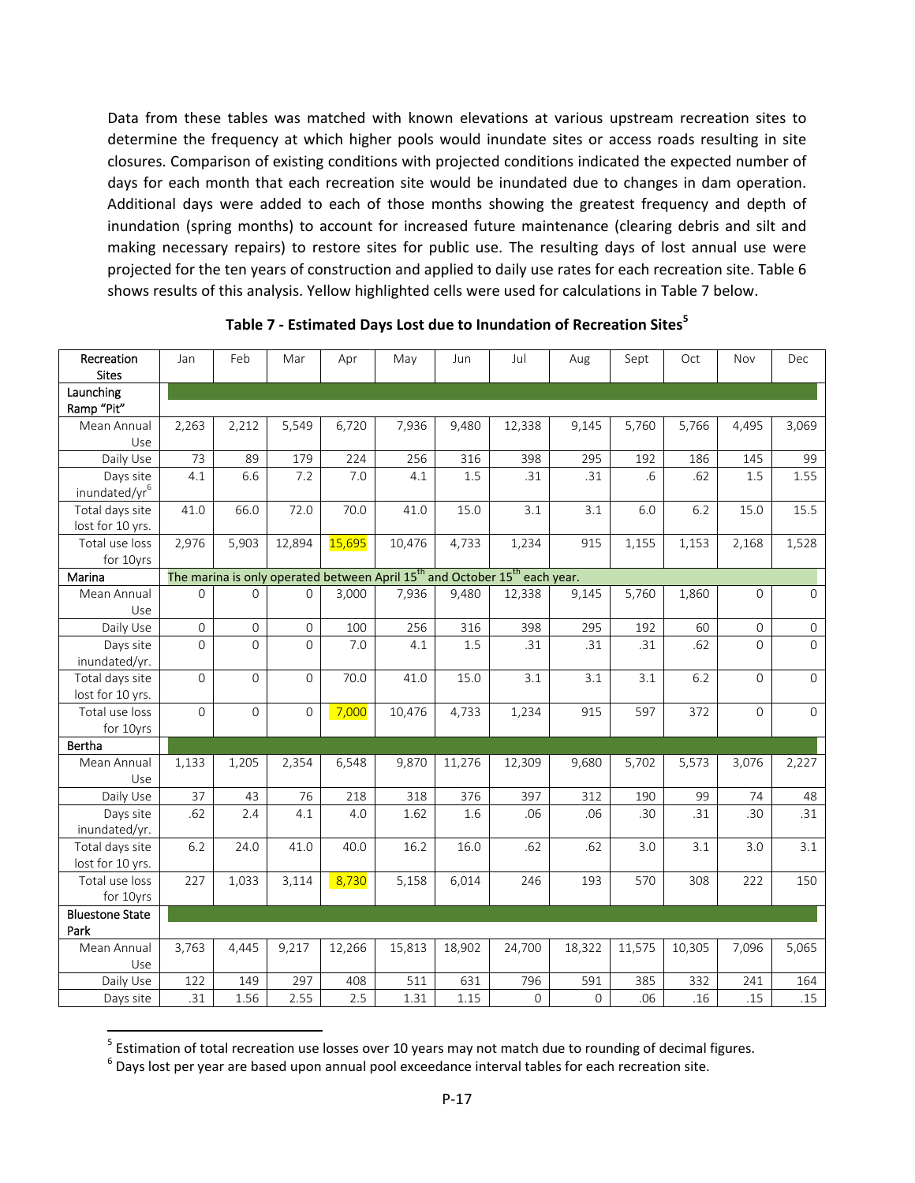Data from these tables was matched with known elevations at various upstream recreation sites to determine the frequency at which higher pools would inundate sites or access roads resulting in site closures. Comparison of existing conditions with projected conditions indicated the expected number of days for each month that each recreation site would be inundated due to changes in dam operation. Additional days were added to each of those months showing the greatest frequency and depth of inundation (spring months) to account for increased future maintenance (clearing debris and silt and making necessary repairs) to restore sites for public use. The resulting days of lost annual use were projected for the ten years of construction and applied to daily use rates for each recreation site. Table 6 shows results of this analysis. Yellow highlighted cells were used for calculations in Table 7 below.

**Table 7 - Estimated Days Lost due to Inundation of Recreation Sites[5]**

| Recreation Sites | Jan | Feb | Mar | Apr | May | Jun | Jul | Aug | Sept | Oct | Nov | Dec |
|---|---|---|---|---|---|---|---|---|---|---|---|---|
| **Launching Ramp "Pit"** | | | | | | | | | | | | |
| Mean Annual Use | 2,263 | 2,212 | 5,549 | 6,720 | 7,936 | 9,480 | 12,338 | 9,145 | 5,760 | 5,766 | 4,495 | 3,069 |
| Daily Use | 73 | 89 | 179 | 224 | 256 | 316 | 398 | 295 | 192 | 186 | 145 | 99 |
| Days site inundated/yr[6] | 4.1 | 6.6 | 7.2 | 7.0 | 4.1 | 1.5 | .31 | .31 | .6 | .62 | 1.5 | 1.55 |
| Total days site lost for 10 yrs. | 41.0 | 66.0 | 72.0 | 70.0 | 41.0 | 15.0 | 3.1 | 3.1 | 6.0 | 6.2 | 15.0 | 15.5 |
| Total use loss for 10yrs | 2,976 | 5,903 | 12,894 | 15,695 | 10,476 | 4,733 | 1,234 | 915 | 1,155 | 1,153 | 2,168 | 1,528 |
| **Marina** | The marina is only operated between April 15th and October 15th each year. | | | | | | | | | | | |
| Mean Annual Use | 0 | 0 | 0 | 3,000 | 7,936 | 9,480 | 12,338 | 9,145 | 5,760 | 1,860 | 0 | 0 |
| Daily Use | 0 | 0 | 0 | 100 | 256 | 316 | 398 | 295 | 192 | 60 | 0 | 0 |
| Days site inundated/yr. | 0 | 0 | 0 | 7.0 | 4.1 | 1.5 | .31 | .31 | .31 | .62 | 0 | 0 |
| Total days site lost for 10 yrs. | 0 | 0 | 0 | 70.0 | 41.0 | 15.0 | 3.1 | 3.1 | 3.1 | 6.2 | 0 | 0 |
| Total use loss for 10yrs | 0 | 0 | 0 | 7,000 | 10,476 | 4,733 | 1,234 | 915 | 597 | 372 | 0 | 0 |
| **Bertha** | | | | | | | | | | | | |
| Mean Annual Use | 1,133 | 1,205 | 2,354 | 6,548 | 9,870 | 11,276 | 12,309 | 9,680 | 5,702 | 5,573 | 3,076 | 2,227 |
| Daily Use | 37 | 43 | 76 | 218 | 318 | 376 | 397 | 312 | 190 | 99 | 74 | 48 |
| Days site inundated/yr. | .62 | 2.4 | 4.1 | 4.0 | 1.62 | 1.6 | .06 | .06 | .30 | .31 | .30 | .31 |
| Total days site lost for 10 yrs. | 6.2 | 24.0 | 41.0 | 40.0 | 16.2 | 16.0 | .62 | .62 | 3.0 | 3.1 | 3.0 | 3.1 |
| Total use loss for 10yrs | 227 | 1,033 | 3,114 | 8,730 | 5,158 | 6,014 | 246 | 193 | 570 | 308 | 222 | 150 |
| **Bluestone State Park** | | | | | | | | | | | | |
| Mean Annual Use | 3,763 | 4,445 | 9,217 | 12,266 | 15,813 | 18,902 | 24,700 | 18,322 | 11,575 | 10,305 | 7,096 | 5,065 |
| Daily Use | 122 | 149 | 297 | 408 | 511 | 631 | 796 | 591 | 385 | 332 | 241 | 164 |
| Days site | .31 | 1.56 | 2.55 | 2.5 | 1.31 | 1.15 | 0 | 0 | .06 | .16 | .15 | .15 |

[5] Estimation of total recreation use losses over 10 years may not match due to rounding of decimal figures.

[6] Days lost per year are based upon annual pool exceedance interval tables for each recreation site.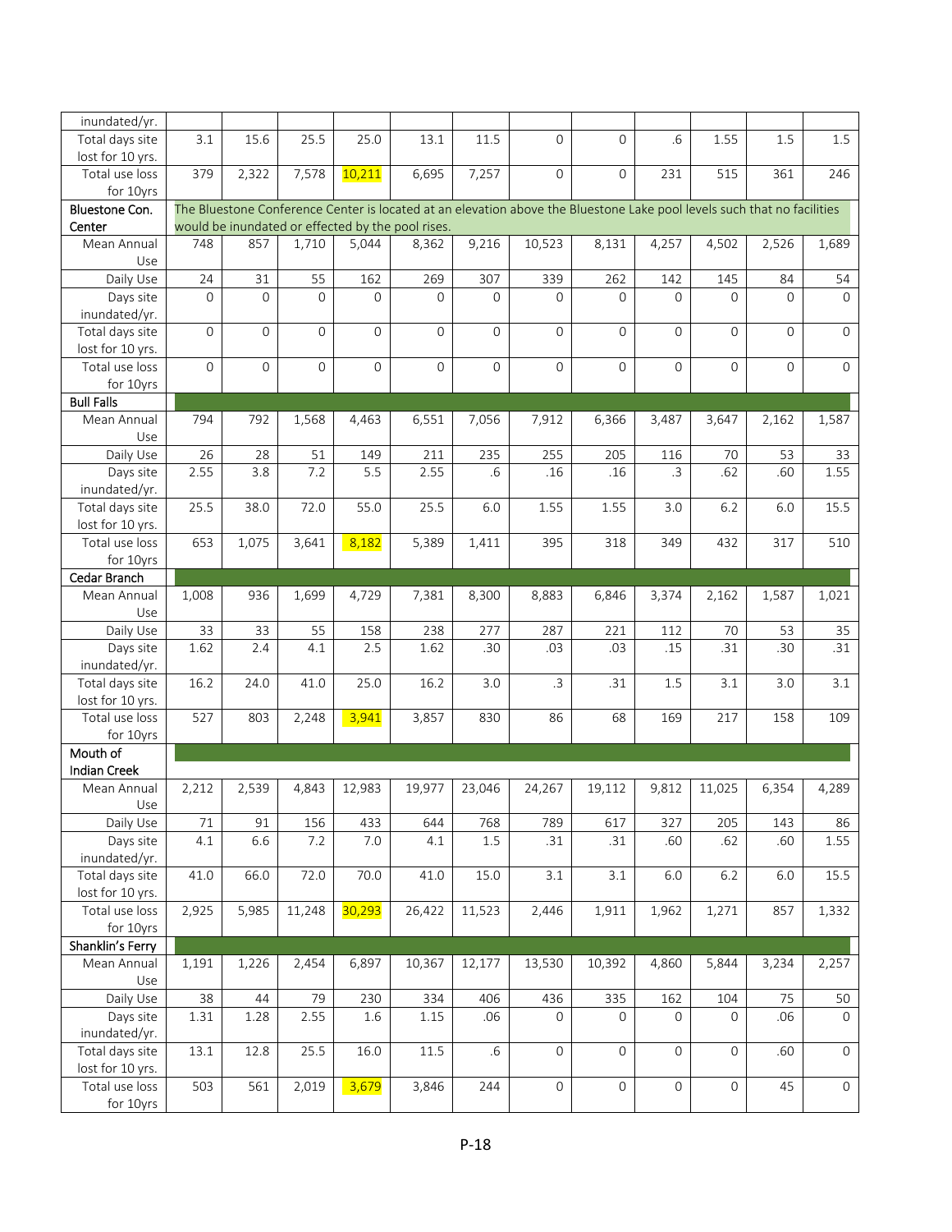| | | | | | | | | | | | | |
|---|---|---|---|---|---|---|---|---|---|---|---|---|
| inundated/yr. | | | | | | | | | | | | |
| Total days site lost for 10 yrs. | 3.1 | 15.6 | 25.5 | 25.0 | 13.1 | 11.5 | 0 | 0 | .6 | 1.55 | 1.5 | 1.5 |
| Total use loss for 10yrs | 379 | 2,322 | 7,578 | 10,211 | 6,695 | 7,257 | 0 | 0 | 231 | 515 | 361 | 246 |
| **Bluestone Con. Center** | The Bluestone Conference Center is located at an elevation above the Bluestone Lake pool levels such that no facilities would be inundated or effected by the pool rises. | | | | | | | | | | | |
| Mean Annual Use | 748 | 857 | 1,710 | 5,044 | 8,362 | 9,216 | 10,523 | 8,131 | 4,257 | 4,502 | 2,526 | 1,689 |
| Daily Use | 24 | 31 | 55 | 162 | 269 | 307 | 339 | 262 | 142 | 145 | 84 | 54 |
| Days site inundated/yr. | 0 | 0 | 0 | 0 | 0 | 0 | 0 | 0 | 0 | 0 | 0 | 0 |
| Total days site lost for 10 yrs. | 0 | 0 | 0 | 0 | 0 | 0 | 0 | 0 | 0 | 0 | 0 | 0 |
| Total use loss for 10yrs | 0 | 0 | 0 | 0 | 0 | 0 | 0 | 0 | 0 | 0 | 0 | 0 |
| **Bull Falls** | | | | | | | | | | | | |
| Mean Annual Use | 794 | 792 | 1,568 | 4,463 | 6,551 | 7,056 | 7,912 | 6,366 | 3,487 | 3,647 | 2,162 | 1,587 |
| Daily Use | 26 | 28 | 51 | 149 | 211 | 235 | 255 | 205 | 116 | 70 | 53 | 33 |
| Days site inundated/yr. | 2.55 | 3.8 | 7.2 | 5.5 | 2.55 | .6 | .16 | .16 | .3 | .62 | .60 | 1.55 |
| Total days site lost for 10 yrs. | 25.5 | 38.0 | 72.0 | 55.0 | 25.5 | 6.0 | 1.55 | 1.55 | 3.0 | 6.2 | 6.0 | 15.5 |
| Total use loss for 10yrs | 653 | 1,075 | 3,641 | 8,182 | 5,389 | 1,411 | 395 | 318 | 349 | 432 | 317 | 510 |
| **Cedar Branch** | | | | | | | | | | | | |
| Mean Annual Use | 1,008 | 936 | 1,699 | 4,729 | 7,381 | 8,300 | 8,883 | 6,846 | 3,374 | 2,162 | 1,587 | 1,021 |
| Daily Use | 33 | 33 | 55 | 158 | 238 | 277 | 287 | 221 | 112 | 70 | 53 | 35 |
| Days site inundated/yr. | 1.62 | 2.4 | 4.1 | 2.5 | 1.62 | .30 | .03 | .03 | .15 | .31 | .30 | .31 |
| Total days site lost for 10 yrs. | 16.2 | 24.0 | 41.0 | 25.0 | 16.2 | 3.0 | .3 | .31 | 1.5 | 3.1 | 3.0 | 3.1 |
| Total use loss for 10yrs | 527 | 803 | 2,248 | 3,941 | 3,857 | 830 | 86 | 68 | 169 | 217 | 158 | 109 |
| **Mouth of Indian Creek** | | | | | | | | | | | | |
| Mean Annual Use | 2,212 | 2,539 | 4,843 | 12,983 | 19,977 | 23,046 | 24,267 | 19,112 | 9,812 | 11,025 | 6,354 | 4,289 |
| Daily Use | 71 | 91 | 156 | 433 | 644 | 768 | 789 | 617 | 327 | 205 | 143 | 86 |
| Days site inundated/yr. | 4.1 | 6.6 | 7.2 | 7.0 | 4.1 | 1.5 | .31 | .31 | .60 | .62 | .60 | 1.55 |
| Total days site lost for 10 yrs. | 41.0 | 66.0 | 72.0 | 70.0 | 41.0 | 15.0 | 3.1 | 3.1 | 6.0 | 6.2 | 6.0 | 15.5 |
| Total use loss for 10yrs | 2,925 | 5,985 | 11,248 | 30,293 | 26,422 | 11,523 | 2,446 | 1,911 | 1,962 | 1,271 | 857 | 1,332 |
| **Shanklin's Ferry** | | | | | | | | | | | | |
| Mean Annual Use | 1,191 | 1,226 | 2,454 | 6,897 | 10,367 | 12,177 | 13,530 | 10,392 | 4,860 | 5,844 | 3,234 | 2,257 |
| Daily Use | 38 | 44 | 79 | 230 | 334 | 406 | 436 | 335 | 162 | 104 | 75 | 50 |
| Days site inundated/yr. | 1.31 | 1.28 | 2.55 | 1.6 | 1.15 | .06 | 0 | 0 | 0 | 0 | .06 | 0 |
| Total days site lost for 10 yrs. | 13.1 | 12.8 | 25.5 | 16.0 | 11.5 | .6 | 0 | 0 | 0 | 0 | .60 | 0 |
| Total use loss for 10yrs | 503 | 561 | 2,019 | 3,679 | 3,846 | 244 | 0 | 0 | 0 | 0 | 45 | 0 |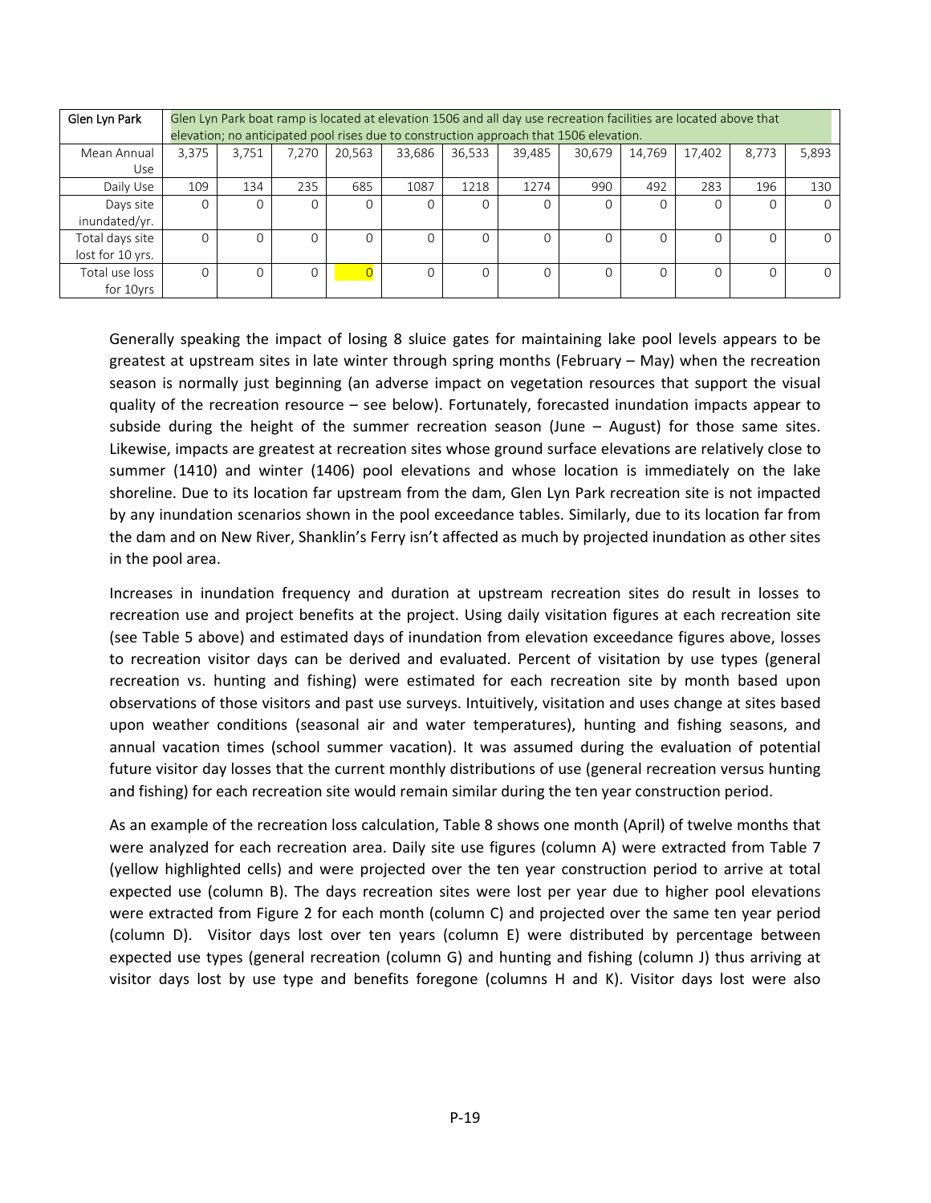| Glen Lyn Park | Glen Lyn Park boat ramp is located at elevation 1506 and all day use recreation facilities are located above that elevation; no anticipated pool rises due to construction approach that 1506 elevation. | | | | | | | | | | | |
|---|---|---|---|---|---|---|---|---|---|---|---|---|
| Mean Annual Use | 3,375 | 3,751 | 7,270 | 20,563 | 33,686 | 36,533 | 39,485 | 30,679 | 14,769 | 17,402 | 8,773 | 5,893 |
| Daily Use | 109 | 134 | 235 | 685 | 1087 | 1218 | 1274 | 990 | 492 | 283 | 196 | 130 |
| Days site inundated/yr. | 0 | 0 | 0 | 0 | 0 | 0 | 0 | 0 | 0 | 0 | 0 | 0 |
| Total days site lost for 10 yrs. | 0 | 0 | 0 | 0 | 0 | 0 | 0 | 0 | 0 | 0 | 0 | 0 |
| Total use loss for 10yrs | 0 | 0 | 0 | 0 | 0 | 0 | 0 | 0 | 0 | 0 | 0 | 0 |

Generally speaking the impact of losing 8 sluice gates for maintaining lake pool levels appears to be greatest at upstream sites in late winter through spring months (February – May) when the recreation season is normally just beginning (an adverse impact on vegetation resources that support the visual quality of the recreation resource – see below). Fortunately, forecasted inundation impacts appear to subside during the height of the summer recreation season (June – August) for those same sites. Likewise, impacts are greatest at recreation sites whose ground surface elevations are relatively close to summer (1410) and winter (1406) pool elevations and whose location is immediately on the lake shoreline. Due to its location far upstream from the dam, Glen Lyn Park recreation site is not impacted by any inundation scenarios shown in the pool exceedance tables. Similarly, due to its location far from the dam and on New River, Shanklin's Ferry isn't affected as much by projected inundation as other sites in the pool area.

Increases in inundation frequency and duration at upstream recreation sites do result in losses to recreation use and project benefits at the project. Using daily visitation figures at each recreation site (see Table 5 above) and estimated days of inundation from elevation exceedance figures above, losses to recreation visitor days can be derived and evaluated. Percent of visitation by use types (general recreation vs. hunting and fishing) were estimated for each recreation site by month based upon observations of those visitors and past use surveys. Intuitively, visitation and uses change at sites based upon weather conditions (seasonal air and water temperatures), hunting and fishing seasons, and annual vacation times (school summer vacation). It was assumed during the evaluation of potential future visitor day losses that the current monthly distributions of use (general recreation versus hunting and fishing) for each recreation site would remain similar during the ten year construction period.

As an example of the recreation loss calculation, Table 8 shows one month (April) of twelve months that were analyzed for each recreation area. Daily site use figures (column A) were extracted from Table 7 (yellow highlighted cells) and were projected over the ten year construction period to arrive at total expected use (column B). The days recreation sites were lost per year due to higher pool elevations were extracted from Figure 2 for each month (column C) and projected over the same ten year period (column D). Visitor days lost over ten years (column E) were distributed by percentage between expected use types (general recreation (column G) and hunting and fishing (column J) thus arriving at visitor days lost by use type and benefits foregone (columns H and K). Visitor days lost were also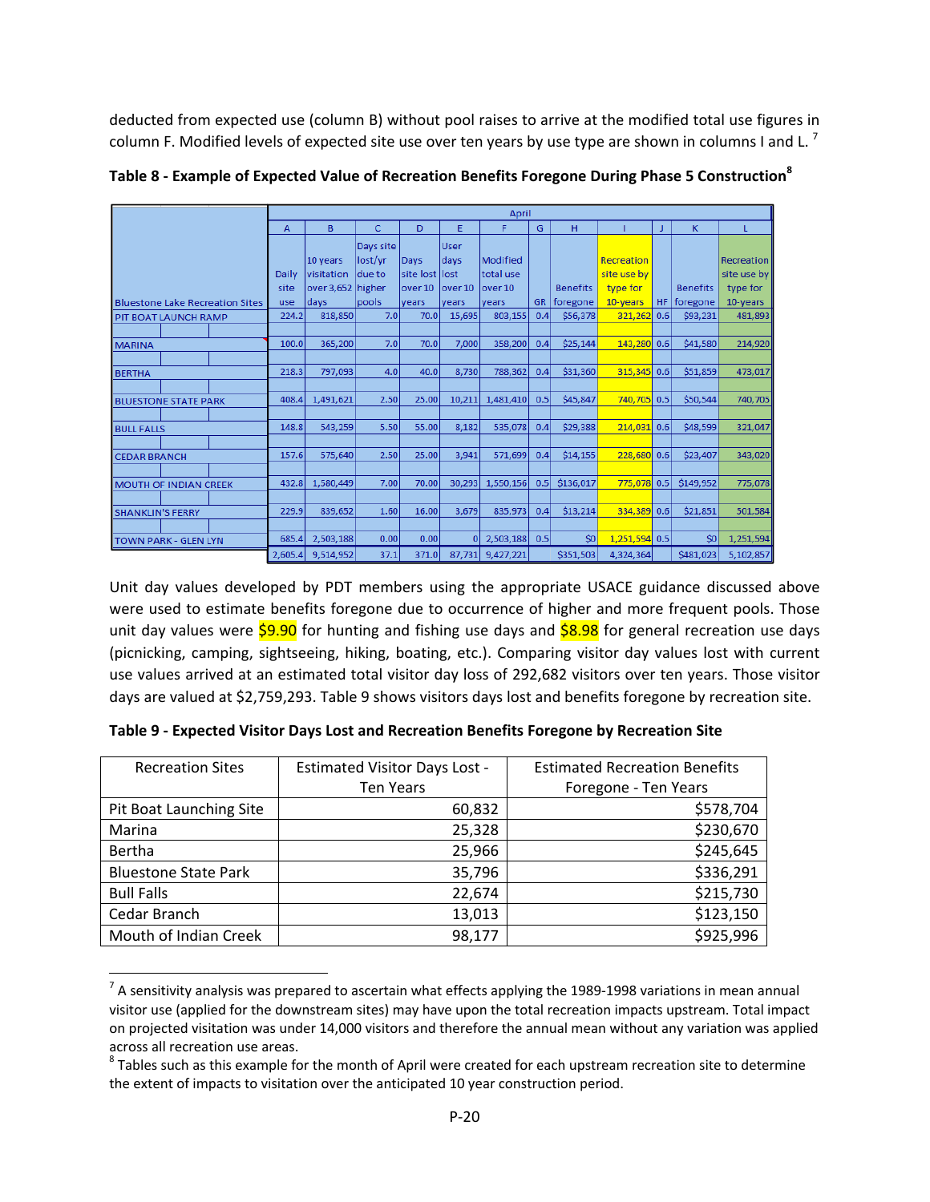deducted from expected use (column B) without pool raises to arrive at the modified total use figures in column F. Modified levels of expected site use over ten years by use type are shown in columns I and L. [7]

**Table 8 - Example of Expected Value of Recreation Benefits Foregone During Phase 5 Construction[8]**

| | April | | | | | | | | | | | |
|---|---|---|---|---|---|---|---|---|---|---|---|---|
| | A | B | C | D | E | F | G | H | I | J | K | L |
| Bluestone Lake Recreation Sites | Daily site use | 10 years visitation over 3,652 days | Days site lost/yr due to higher pools | Days site lost over 10 years | User days lost over 10 years | Modified total use over 10 years | GR | Benefits foregone | Recreation site use by type for 10-years | HF | Benefits foregone | Recreation site use by type for 10-years |
| PIT BOAT LAUNCH RAMP | 224.2 | 818,850 | 7.0 | 70.0 | 15,695 | 803,155 | 0.4 | $56,378 | 321,262 | 0.6 | $93,231 | 481,893 |
| MARINA | 100.0 | 365,200 | 7.0 | 70.0 | 7,000 | 358,200 | 0.4 | $25,144 | 143,280 | 0.6 | $41,580 | 214,920 |
| BERTHA | 218.3 | 797,093 | 4.0 | 40.0 | 8,730 | 788,362 | 0.4 | $31,360 | 315,345 | 0.6 | $51,859 | 473,017 |
| BLUESTONE STATE PARK | 408.4 | 1,491,621 | 2.50 | 25.00 | 10,211 | 1,481,410 | 0.5 | $45,847 | 740,705 | 0.5 | $50,544 | 740,705 |
| BULL FALLS | 148.8 | 543,259 | 5.50 | 55.00 | 8,182 | 535,078 | 0.4 | $29,388 | 214,031 | 0.6 | $48,599 | 321,047 |
| CEDAR BRANCH | 157.6 | 575,640 | 2.50 | 25.00 | 3,941 | 571,699 | 0.4 | $14,155 | 228,680 | 0.6 | $23,407 | 343,020 |
| MOUTH OF INDIAN CREEK | 432.8 | 1,580,449 | 7.00 | 70.00 | 30,293 | 1,550,156 | 0.5 | $136,017 | 775,078 | 0.5 | $149,952 | 775,078 |
| SHANKLIN'S FERRY | 229.9 | 839,652 | 1.60 | 16.00 | 3,679 | 835,973 | 0.4 | $13,214 | 334,389 | 0.6 | $21,851 | 501,584 |
| TOWN PARK - GLEN LYN | 685.4 | 2,503,188 | 0.00 | 0.00 | 0 | 2,503,188 | 0.5 | $0 | 1,251,594 | 0.5 | $0 | 1,251,594 |
| | 2,605.4 | 9,514,952 | 37.1 | 371.0 | 87,731 | 9,427,221 | | $351,503 | 4,324,364 | | $481,023 | 5,102,857 |

Unit day values developed by PDT members using the appropriate USACE guidance discussed above were used to estimate benefits foregone due to occurrence of higher and more frequent pools. Those unit day values were $9.90 for hunting and fishing use days and $8.98 for general recreation use days (picnicking, camping, sightseeing, hiking, boating, etc.). Comparing visitor day values lost with current use values arrived at an estimated total visitor day loss of 292,682 visitors over ten years. Those visitor days are valued at $2,759,293. Table 9 shows visitors days lost and benefits foregone by recreation site.

**Table 9 - Expected Visitor Days Lost and Recreation Benefits Foregone by Recreation Site**

| Recreation Sites | Estimated Visitor Days Lost - Ten Years | Estimated Recreation Benefits Foregone - Ten Years |
|---|---|---|
| Pit Boat Launching Site | 60,832 | $578,704 |
| Marina | 25,328 | $230,670 |
| Bertha | 25,966 | $245,645 |
| Bluestone State Park | 35,796 | $336,291 |
| Bull Falls | 22,674 | $215,730 |
| Cedar Branch | 13,013 | $123,150 |
| Mouth of Indian Creek | 98,177 | $925,996 |

[7] A sensitivity analysis was prepared to ascertain what effects applying the 1989-1998 variations in mean annual visitor use (applied for the downstream sites) may have upon the total recreation impacts upstream. Total impact on projected visitation was under 14,000 visitors and therefore the annual mean without any variation was applied across all recreation use areas.

[8] Tables such as this example for the month of April were created for each upstream recreation site to determine the extent of impacts to visitation over the anticipated 10 year construction period.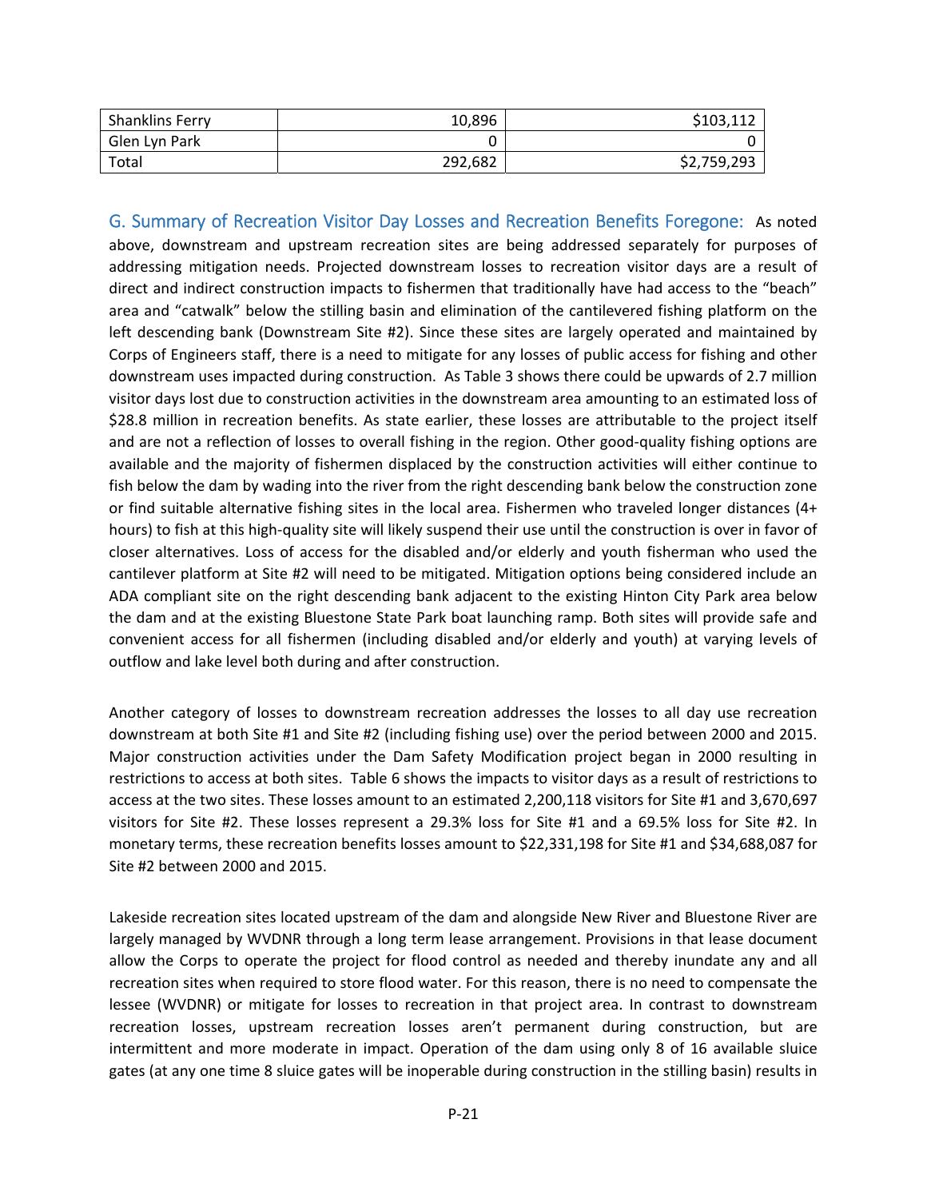| Shanklins Ferry | 10,896 | $103,112 |
|---|---|---|
| Glen Lyn Park | 0 | 0 |
| Total | 292,682 | $2,759,293 |

## G. Summary of Recreation Visitor Day Losses and Recreation Benefits Foregone:

As noted above, downstream and upstream recreation sites are being addressed separately for purposes of addressing mitigation needs. Projected downstream losses to recreation visitor days are a result of direct and indirect construction impacts to fishermen that traditionally have had access to the "beach" area and "catwalk" below the stilling basin and elimination of the cantilevered fishing platform on the left descending bank (Downstream Site #2). Since these sites are largely operated and maintained by Corps of Engineers staff, there is a need to mitigate for any losses of public access for fishing and other downstream uses impacted during construction. As Table 3 shows there could be upwards of 2.7 million visitor days lost due to construction activities in the downstream area amounting to an estimated loss of $28.8 million in recreation benefits. As state earlier, these losses are attributable to the project itself and are not a reflection of losses to overall fishing in the region. Other good-quality fishing options are available and the majority of fishermen displaced by the construction activities will either continue to fish below the dam by wading into the river from the right descending bank below the construction zone or find suitable alternative fishing sites in the local area. Fishermen who traveled longer distances (4+ hours) to fish at this high-quality site will likely suspend their use until the construction is over in favor of closer alternatives. Loss of access for the disabled and/or elderly and youth fisherman who used the cantilever platform at Site #2 will need to be mitigated. Mitigation options being considered include an ADA compliant site on the right descending bank adjacent to the existing Hinton City Park area below the dam and at the existing Bluestone State Park boat launching ramp. Both sites will provide safe and convenient access for all fishermen (including disabled and/or elderly and youth) at varying levels of outflow and lake level both during and after construction.

Another category of losses to downstream recreation addresses the losses to all day use recreation downstream at both Site #1 and Site #2 (including fishing use) over the period between 2000 and 2015. Major construction activities under the Dam Safety Modification project began in 2000 resulting in restrictions to access at both sites. Table 6 shows the impacts to visitor days as a result of restrictions to access at the two sites. These losses amount to an estimated 2,200,118 visitors for Site #1 and 3,670,697 visitors for Site #2. These losses represent a 29.3% loss for Site #1 and a 69.5% loss for Site #2. In monetary terms, these recreation benefits losses amount to $22,331,198 for Site #1 and $34,688,087 for Site #2 between 2000 and 2015.

Lakeside recreation sites located upstream of the dam and alongside New River and Bluestone River are largely managed by WVDNR through a long term lease arrangement. Provisions in that lease document allow the Corps to operate the project for flood control as needed and thereby inundate any and all recreation sites when required to store flood water. For this reason, there is no need to compensate the lessee (WVDNR) or mitigate for losses to recreation in that project area. In contrast to downstream recreation losses, upstream recreation losses aren't permanent during construction, but are intermittent and more moderate in impact. Operation of the dam using only 8 of 16 available sluice gates (at any one time 8 sluice gates will be inoperable during construction in the stilling basin) results in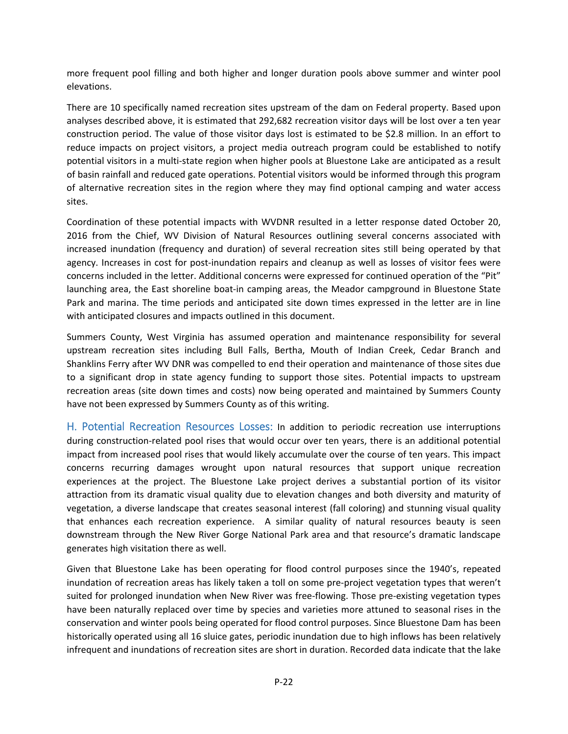more frequent pool filling and both higher and longer duration pools above summer and winter pool elevations.

There are 10 specifically named recreation sites upstream of the dam on Federal property. Based upon analyses described above, it is estimated that 292,682 recreation visitor days will be lost over a ten year construction period. The value of those visitor days lost is estimated to be $2.8 million. In an effort to reduce impacts on project visitors, a project media outreach program could be established to notify potential visitors in a multi-state region when higher pools at Bluestone Lake are anticipated as a result of basin rainfall and reduced gate operations. Potential visitors would be informed through this program of alternative recreation sites in the region where they may find optional camping and water access sites.

Coordination of these potential impacts with WVDNR resulted in a letter response dated October 20, 2016 from the Chief, WV Division of Natural Resources outlining several concerns associated with increased inundation (frequency and duration) of several recreation sites still being operated by that agency. Increases in cost for post-inundation repairs and cleanup as well as losses of visitor fees were concerns included in the letter. Additional concerns were expressed for continued operation of the "Pit" launching area, the East shoreline boat-in camping areas, the Meador campground in Bluestone State Park and marina. The time periods and anticipated site down times expressed in the letter are in line with anticipated closures and impacts outlined in this document.

Summers County, West Virginia has assumed operation and maintenance responsibility for several upstream recreation sites including Bull Falls, Bertha, Mouth of Indian Creek, Cedar Branch and Shanklins Ferry after WV DNR was compelled to end their operation and maintenance of those sites due to a significant drop in state agency funding to support those sites. Potential impacts to upstream recreation areas (site down times and costs) now being operated and maintained by Summers County have not been expressed by Summers County as of this writing.

### H. Potential Recreation Resources Losses:

In addition to periodic recreation use interruptions during construction-related pool rises that would occur over ten years, there is an additional potential impact from increased pool rises that would likely accumulate over the course of ten years. This impact concerns recurring damages wrought upon natural resources that support unique recreation experiences at the project. The Bluestone Lake project derives a substantial portion of its visitor attraction from its dramatic visual quality due to elevation changes and both diversity and maturity of vegetation, a diverse landscape that creates seasonal interest (fall coloring) and stunning visual quality that enhances each recreation experience. A similar quality of natural resources beauty is seen downstream through the New River Gorge National Park area and that resource's dramatic landscape generates high visitation there as well.

Given that Bluestone Lake has been operating for flood control purposes since the 1940's, repeated inundation of recreation areas has likely taken a toll on some pre-project vegetation types that weren't suited for prolonged inundation when New River was free-flowing. Those pre-existing vegetation types have been naturally replaced over time by species and varieties more attuned to seasonal rises in the conservation and winter pools being operated for flood control purposes. Since Bluestone Dam has been historically operated using all 16 sluice gates, periodic inundation due to high inflows has been relatively infrequent and inundations of recreation sites are short in duration. Recorded data indicate that the lake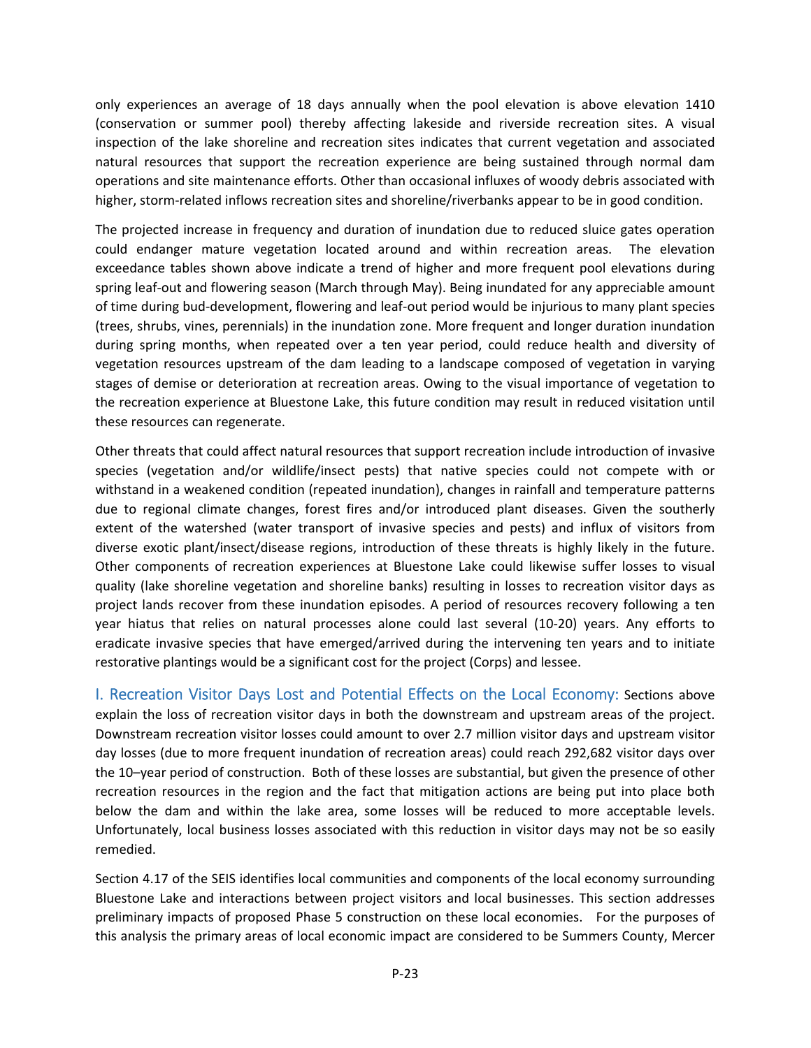only experiences an average of 18 days annually when the pool elevation is above elevation 1410 (conservation or summer pool) thereby affecting lakeside and riverside recreation sites. A visual inspection of the lake shoreline and recreation sites indicates that current vegetation and associated natural resources that support the recreation experience are being sustained through normal dam operations and site maintenance efforts. Other than occasional influxes of woody debris associated with higher, storm-related inflows recreation sites and shoreline/riverbanks appear to be in good condition.

The projected increase in frequency and duration of inundation due to reduced sluice gates operation could endanger mature vegetation located around and within recreation areas. The elevation exceedance tables shown above indicate a trend of higher and more frequent pool elevations during spring leaf-out and flowering season (March through May). Being inundated for any appreciable amount of time during bud-development, flowering and leaf-out period would be injurious to many plant species (trees, shrubs, vines, perennials) in the inundation zone. More frequent and longer duration inundation during spring months, when repeated over a ten year period, could reduce health and diversity of vegetation resources upstream of the dam leading to a landscape composed of vegetation in varying stages of demise or deterioration at recreation areas. Owing to the visual importance of vegetation to the recreation experience at Bluestone Lake, this future condition may result in reduced visitation until these resources can regenerate.

Other threats that could affect natural resources that support recreation include introduction of invasive species (vegetation and/or wildlife/insect pests) that native species could not compete with or withstand in a weakened condition (repeated inundation), changes in rainfall and temperature patterns due to regional climate changes, forest fires and/or introduced plant diseases. Given the southerly extent of the watershed (water transport of invasive species and pests) and influx of visitors from diverse exotic plant/insect/disease regions, introduction of these threats is highly likely in the future. Other components of recreation experiences at Bluestone Lake could likewise suffer losses to visual quality (lake shoreline vegetation and shoreline banks) resulting in losses to recreation visitor days as project lands recover from these inundation episodes. A period of resources recovery following a ten year hiatus that relies on natural processes alone could last several (10-20) years. Any efforts to eradicate invasive species that have emerged/arrived during the intervening ten years and to initiate restorative plantings would be a significant cost for the project (Corps) and lessee.

### I. Recreation Visitor Days Lost and Potential Effects on the Local Economy:

Sections above explain the loss of recreation visitor days in both the downstream and upstream areas of the project. Downstream recreation visitor losses could amount to over 2.7 million visitor days and upstream visitor day losses (due to more frequent inundation of recreation areas) could reach 292,682 visitor days over the 10–year period of construction. Both of these losses are substantial, but given the presence of other recreation resources in the region and the fact that mitigation actions are being put into place both below the dam and within the lake area, some losses will be reduced to more acceptable levels. Unfortunately, local business losses associated with this reduction in visitor days may not be so easily remedied.

Section 4.17 of the SEIS identifies local communities and components of the local economy surrounding Bluestone Lake and interactions between project visitors and local businesses. This section addresses preliminary impacts of proposed Phase 5 construction on these local economies. For the purposes of this analysis the primary areas of local economic impact are considered to be Summers County, Mercer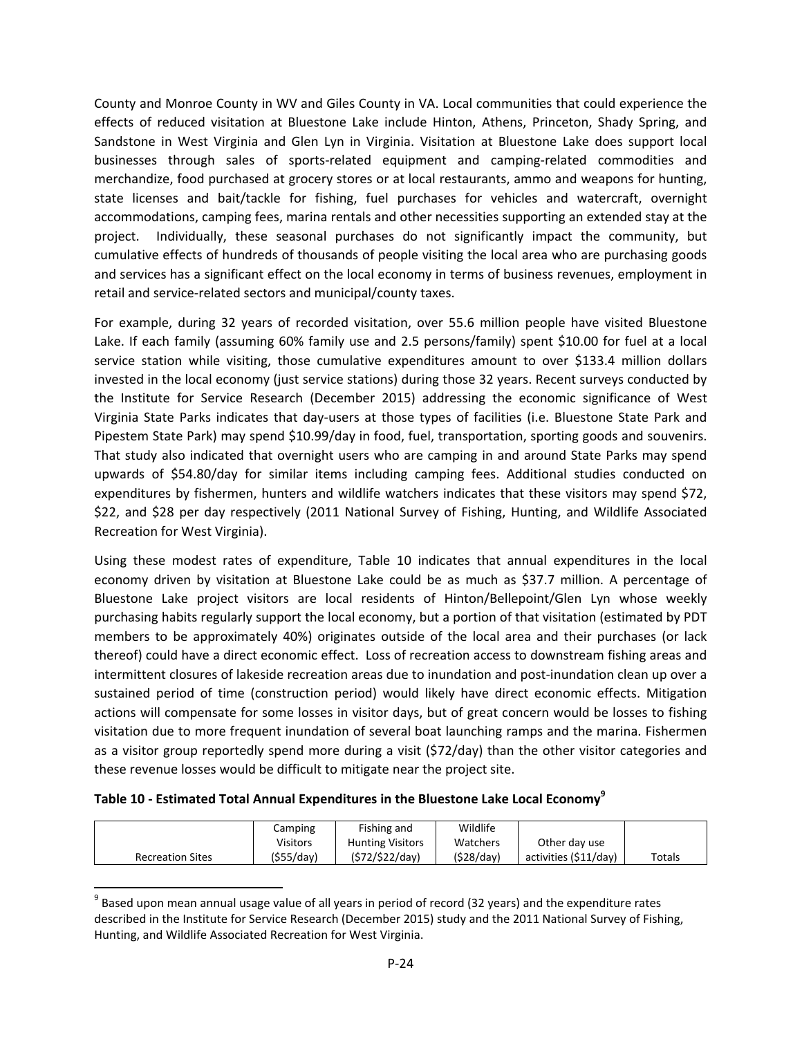County and Monroe County in WV and Giles County in VA. Local communities that could experience the effects of reduced visitation at Bluestone Lake include Hinton, Athens, Princeton, Shady Spring, and Sandstone in West Virginia and Glen Lyn in Virginia. Visitation at Bluestone Lake does support local businesses through sales of sports-related equipment and camping-related commodities and merchandize, food purchased at grocery stores or at local restaurants, ammo and weapons for hunting, state licenses and bait/tackle for fishing, fuel purchases for vehicles and watercraft, overnight accommodations, camping fees, marina rentals and other necessities supporting an extended stay at the project. Individually, these seasonal purchases do not significantly impact the community, but cumulative effects of hundreds of thousands of people visiting the local area who are purchasing goods and services has a significant effect on the local economy in terms of business revenues, employment in retail and service-related sectors and municipal/county taxes.

For example, during 32 years of recorded visitation, over 55.6 million people have visited Bluestone Lake. If each family (assuming 60% family use and 2.5 persons/family) spent $10.00 for fuel at a local service station while visiting, those cumulative expenditures amount to over $133.4 million dollars invested in the local economy (just service stations) during those 32 years. Recent surveys conducted by the Institute for Service Research (December 2015) addressing the economic significance of West Virginia State Parks indicates that day-users at those types of facilities (i.e. Bluestone State Park and Pipestem State Park) may spend $10.99/day in food, fuel, transportation, sporting goods and souvenirs. That study also indicated that overnight users who are camping in and around State Parks may spend upwards of $54.80/day for similar items including camping fees. Additional studies conducted on expenditures by fishermen, hunters and wildlife watchers indicates that these visitors may spend $72, $22, and $28 per day respectively (2011 National Survey of Fishing, Hunting, and Wildlife Associated Recreation for West Virginia).

Using these modest rates of expenditure, Table 10 indicates that annual expenditures in the local economy driven by visitation at Bluestone Lake could be as much as $37.7 million. A percentage of Bluestone Lake project visitors are local residents of Hinton/Bellepoint/Glen Lyn whose weekly purchasing habits regularly support the local economy, but a portion of that visitation (estimated by PDT members to be approximately 40%) originates outside of the local area and their purchases (or lack thereof) could have a direct economic effect. Loss of recreation access to downstream fishing areas and intermittent closures of lakeside recreation areas due to inundation and post-inundation clean up over a sustained period of time (construction period) would likely have direct economic effects. Mitigation actions will compensate for some losses in visitor days, but of great concern would be losses to fishing visitation due to more frequent inundation of several boat launching ramps and the marina. Fishermen as a visitor group reportedly spend more during a visit ($72/day) than the other visitor categories and these revenue losses would be difficult to mitigate near the project site.

**Table 10 - Estimated Total Annual Expenditures in the Bluestone Lake Local Economy[9]**

| Recreation Sites | Camping Visitors ($55/day) | Fishing and Hunting Visitors ($72/$22/day) | Wildlife Watchers ($28/day) | Other day use activities ($11/day) | Totals |
|---|---|---|---|---|---|

[9] Based upon mean annual usage value of all years in period of record (32 years) and the expenditure rates described in the Institute for Service Research (December 2015) study and the 2011 National Survey of Fishing, Hunting, and Wildlife Associated Recreation for West Virginia.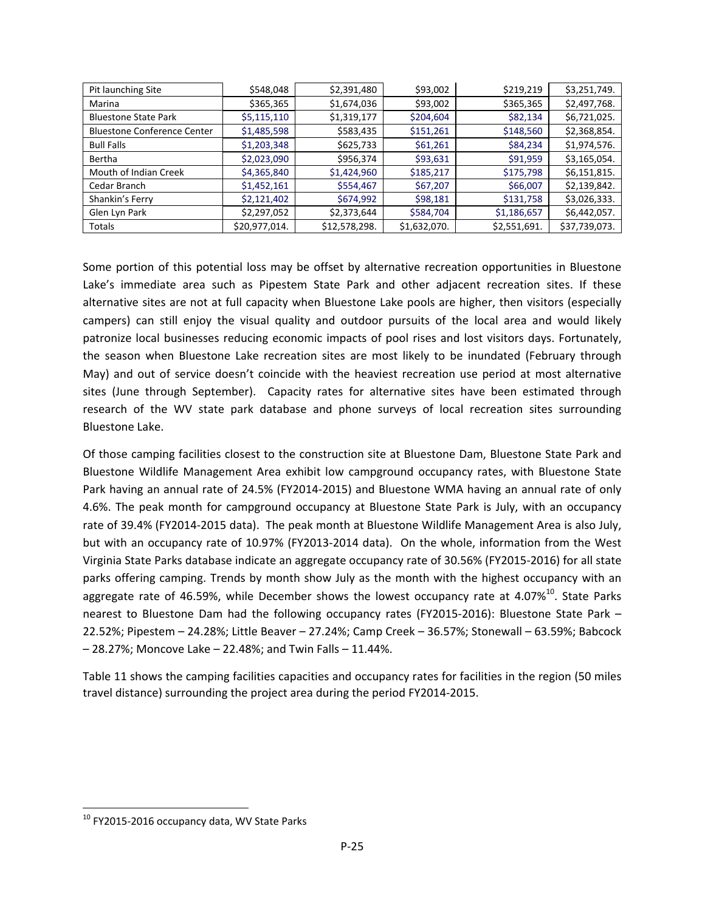| | | | | | |
|---|---|---|---|---|---|
| Pit launching Site | $548,048 | $2,391,480 | $93,002 | $219,219 | $3,251,749. |
| Marina | $365,365 | $1,674,036 | $93,002 | $365,365 | $2,497,768. |
| Bluestone State Park | $5,115,110 | $1,319,177 | $204,604 | $82,134 | $6,721,025. |
| Bluestone Conference Center | $1,485,598 | $583,435 | $151,261 | $148,560 | $2,368,854. |
| Bull Falls | $1,203,348 | $625,733 | $61,261 | $84,234 | $1,974,576. |
| Bertha | $2,023,090 | $956,374 | $93,631 | $91,959 | $3,165,054. |
| Mouth of Indian Creek | $4,365,840 | $1,424,960 | $185,217 | $175,798 | $6,151,815. |
| Cedar Branch | $1,452,161 | $554,467 | $67,207 | $66,007 | $2,139,842. |
| Shankin's Ferry | $2,121,402 | $674,992 | $98,181 | $131,758 | $3,026,333. |
| Glen Lyn Park | $2,297,052 | $2,373,644 | $584,704 | $1,186,657 | $6,442,057. |
| Totals | $20,977,014. | $12,578,298. | $1,632,070. | $2,551,691. | $37,739,073. |

Some portion of this potential loss may be offset by alternative recreation opportunities in Bluestone Lake's immediate area such as Pipestem State Park and other adjacent recreation sites. If these alternative sites are not at full capacity when Bluestone Lake pools are higher, then visitors (especially campers) can still enjoy the visual quality and outdoor pursuits of the local area and would likely patronize local businesses reducing economic impacts of pool rises and lost visitors days. Fortunately, the season when Bluestone Lake recreation sites are most likely to be inundated (February through May) and out of service doesn't coincide with the heaviest recreation use period at most alternative sites (June through September). Capacity rates for alternative sites have been estimated through research of the WV state park database and phone surveys of local recreation sites surrounding Bluestone Lake.

Of those camping facilities closest to the construction site at Bluestone Dam, Bluestone State Park and Bluestone Wildlife Management Area exhibit low campground occupancy rates, with Bluestone State Park having an annual rate of 24.5% (FY2014-2015) and Bluestone WMA having an annual rate of only 4.6%. The peak month for campground occupancy at Bluestone State Park is July, with an occupancy rate of 39.4% (FY2014-2015 data). The peak month at Bluestone Wildlife Management Area is also July, but with an occupancy rate of 10.97% (FY2013-2014 data). On the whole, information from the West Virginia State Parks database indicate an aggregate occupancy rate of 30.56% (FY2015-2016) for all state parks offering camping. Trends by month show July as the month with the highest occupancy with an aggregate rate of 46.59%, while December shows the lowest occupancy rate at 4.07%[10]. State Parks nearest to Bluestone Dam had the following occupancy rates (FY2015-2016): Bluestone State Park – 22.52%; Pipestem – 24.28%; Little Beaver – 27.24%; Camp Creek – 36.57%; Stonewall – 63.59%; Babcock – 28.27%; Moncove Lake – 22.48%; and Twin Falls – 11.44%.

Table 11 shows the camping facilities capacities and occupancy rates for facilities in the region (50 miles travel distance) surrounding the project area during the period FY2014-2015.

[10] FY2015-2016 occupancy data, WV State Parks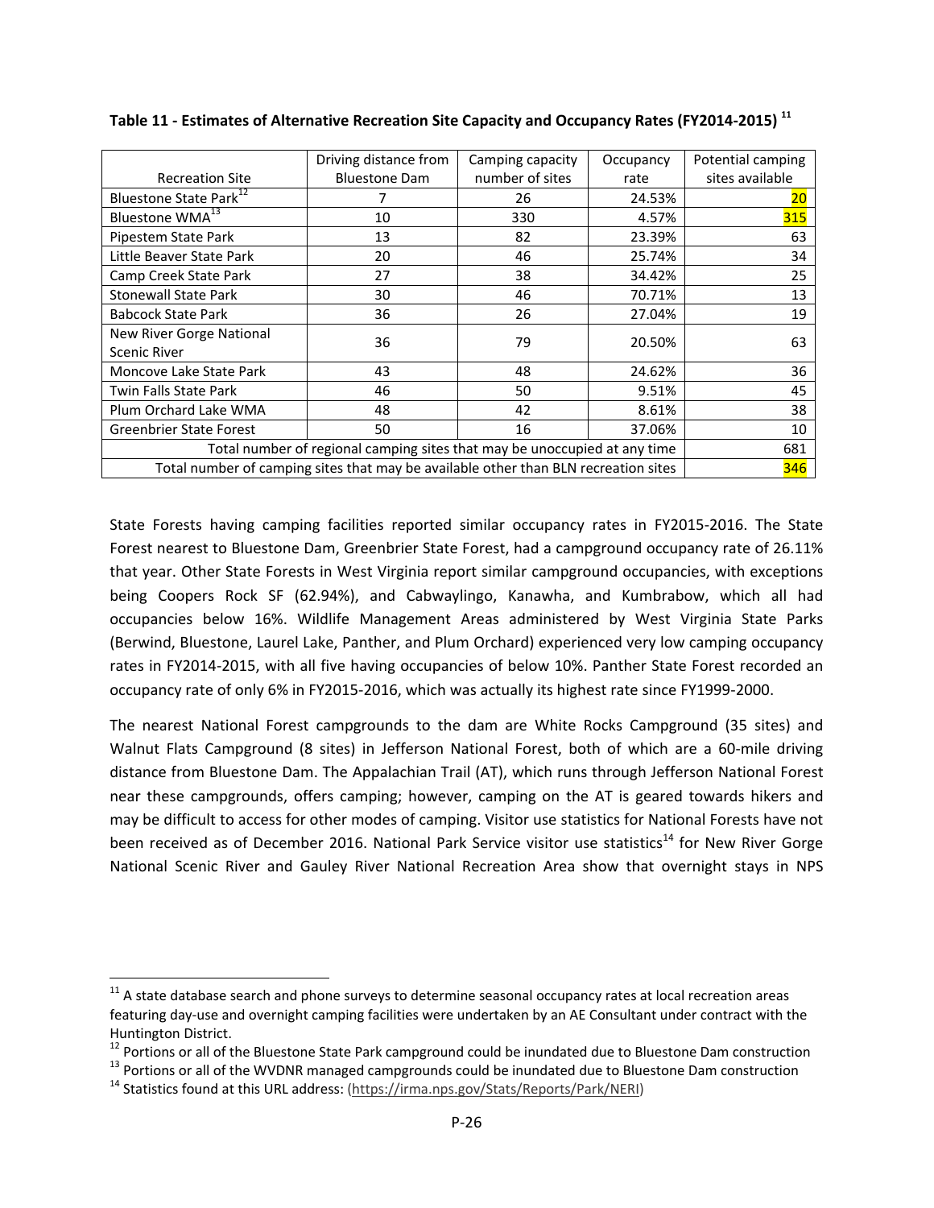**Table 11 - Estimates of Alternative Recreation Site Capacity and Occupancy Rates (FY2014-2015)** [11]

| Recreation Site | Driving distance from Bluestone Dam | Camping capacity number of sites | Occupancy rate | Potential camping sites available |
|---|---|---|---|---|
| Bluestone State Park[12] | 7 | 26 | 24.53% | 20 |
| Bluestone WMA[13] | 10 | 330 | 4.57% | 315 |
| Pipestem State Park | 13 | 82 | 23.39% | 63 |
| Little Beaver State Park | 20 | 46 | 25.74% | 34 |
| Camp Creek State Park | 27 | 38 | 34.42% | 25 |
| Stonewall State Park | 30 | 46 | 70.71% | 13 |
| Babcock State Park | 36 | 26 | 27.04% | 19 |
| New River Gorge National Scenic River | 36 | 79 | 20.50% | 63 |
| Moncove Lake State Park | 43 | 48 | 24.62% | 36 |
| Twin Falls State Park | 46 | 50 | 9.51% | 45 |
| Plum Orchard Lake WMA | 48 | 42 | 8.61% | 38 |
| Greenbrier State Forest | 50 | 16 | 37.06% | 10 |
| Total number of regional camping sites that may be unoccupied at any time | | | | 681 |
| Total number of camping sites that may be available other than BLN recreation sites | | | | 346 |

State Forests having camping facilities reported similar occupancy rates in FY2015-2016. The State Forest nearest to Bluestone Dam, Greenbrier State Forest, had a campground occupancy rate of 26.11% that year. Other State Forests in West Virginia report similar campground occupancies, with exceptions being Coopers Rock SF (62.94%), and Cabwaylingo, Kanawha, and Kumbrabow, which all had occupancies below 16%. Wildlife Management Areas administered by West Virginia State Parks (Berwind, Bluestone, Laurel Lake, Panther, and Plum Orchard) experienced very low camping occupancy rates in FY2014-2015, with all five having occupancies of below 10%. Panther State Forest recorded an occupancy rate of only 6% in FY2015-2016, which was actually its highest rate since FY1999-2000.

The nearest National Forest campgrounds to the dam are White Rocks Campground (35 sites) and Walnut Flats Campground (8 sites) in Jefferson National Forest, both of which are a 60-mile driving distance from Bluestone Dam. The Appalachian Trail (AT), which runs through Jefferson National Forest near these campgrounds, offers camping; however, camping on the AT is geared towards hikers and may be difficult to access for other modes of camping. Visitor use statistics for National Forests have not been received as of December 2016. National Park Service visitor use statistics[14] for New River Gorge National Scenic River and Gauley River National Recreation Area show that overnight stays in NPS

[11] A state database search and phone surveys to determine seasonal occupancy rates at local recreation areas featuring day-use and overnight camping facilities were undertaken by an AE Consultant under contract with the Huntington District.

[12] Portions or all of the Bluestone State Park campground could be inundated due to Bluestone Dam construction

[13] Portions or all of the WVDNR managed campgrounds could be inundated due to Bluestone Dam construction

[14] Statistics found at this URL address: (https://irma.nps.gov/Stats/Reports/Park/NERI)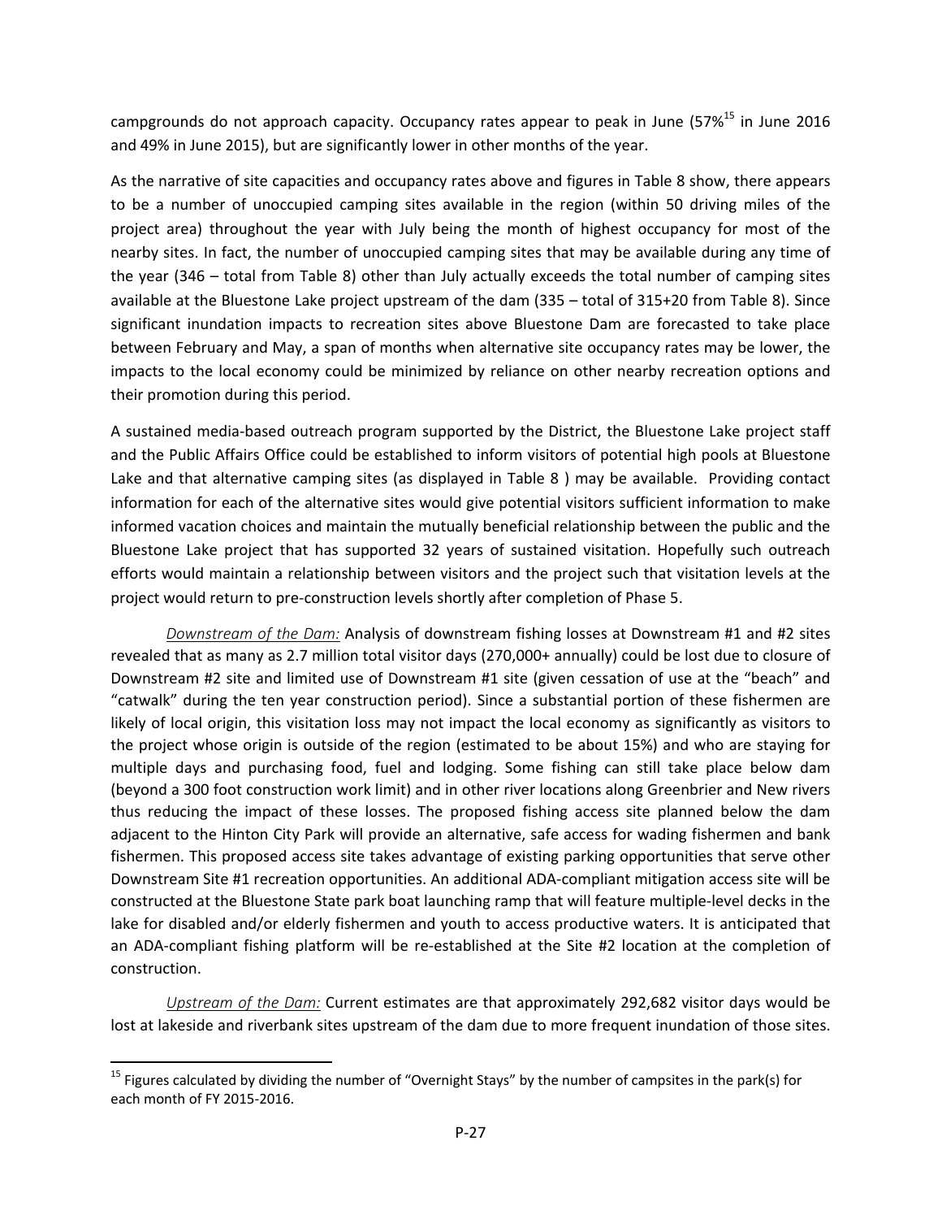campgrounds do not approach capacity. Occupancy rates appear to peak in June (57%[15] in June 2016 and 49% in June 2015), but are significantly lower in other months of the year.

As the narrative of site capacities and occupancy rates above and figures in Table 8 show, there appears to be a number of unoccupied camping sites available in the region (within 50 driving miles of the project area) throughout the year with July being the month of highest occupancy for most of the nearby sites. In fact, the number of unoccupied camping sites that may be available during any time of the year (346 – total from Table 8) other than July actually exceeds the total number of camping sites available at the Bluestone Lake project upstream of the dam (335 – total of 315+20 from Table 8). Since significant inundation impacts to recreation sites above Bluestone Dam are forecasted to take place between February and May, a span of months when alternative site occupancy rates may be lower, the impacts to the local economy could be minimized by reliance on other nearby recreation options and their promotion during this period.

A sustained media-based outreach program supported by the District, the Bluestone Lake project staff and the Public Affairs Office could be established to inform visitors of potential high pools at Bluestone Lake and that alternative camping sites (as displayed in Table 8 ) may be available. Providing contact information for each of the alternative sites would give potential visitors sufficient information to make informed vacation choices and maintain the mutually beneficial relationship between the public and the Bluestone Lake project that has supported 32 years of sustained visitation. Hopefully such outreach efforts would maintain a relationship between visitors and the project such that visitation levels at the project would return to pre-construction levels shortly after completion of Phase 5.

*Downstream of the Dam:* Analysis of downstream fishing losses at Downstream #1 and #2 sites revealed that as many as 2.7 million total visitor days (270,000+ annually) could be lost due to closure of Downstream #2 site and limited use of Downstream #1 site (given cessation of use at the "beach" and "catwalk" during the ten year construction period). Since a substantial portion of these fishermen are likely of local origin, this visitation loss may not impact the local economy as significantly as visitors to the project whose origin is outside of the region (estimated to be about 15%) and who are staying for multiple days and purchasing food, fuel and lodging. Some fishing can still take place below dam (beyond a 300 foot construction work limit) and in other river locations along Greenbrier and New rivers thus reducing the impact of these losses. The proposed fishing access site planned below the dam adjacent to the Hinton City Park will provide an alternative, safe access for wading fishermen and bank fishermen. This proposed access site takes advantage of existing parking opportunities that serve other Downstream Site #1 recreation opportunities. An additional ADA-compliant mitigation access site will be constructed at the Bluestone State park boat launching ramp that will feature multiple-level decks in the lake for disabled and/or elderly fishermen and youth to access productive waters. It is anticipated that an ADA-compliant fishing platform will be re-established at the Site #2 location at the completion of construction.

*Upstream of the Dam:* Current estimates are that approximately 292,682 visitor days would be lost at lakeside and riverbank sites upstream of the dam due to more frequent inundation of those sites.

[15] Figures calculated by dividing the number of "Overnight Stays" by the number of campsites in the park(s) for each month of FY 2015-2016.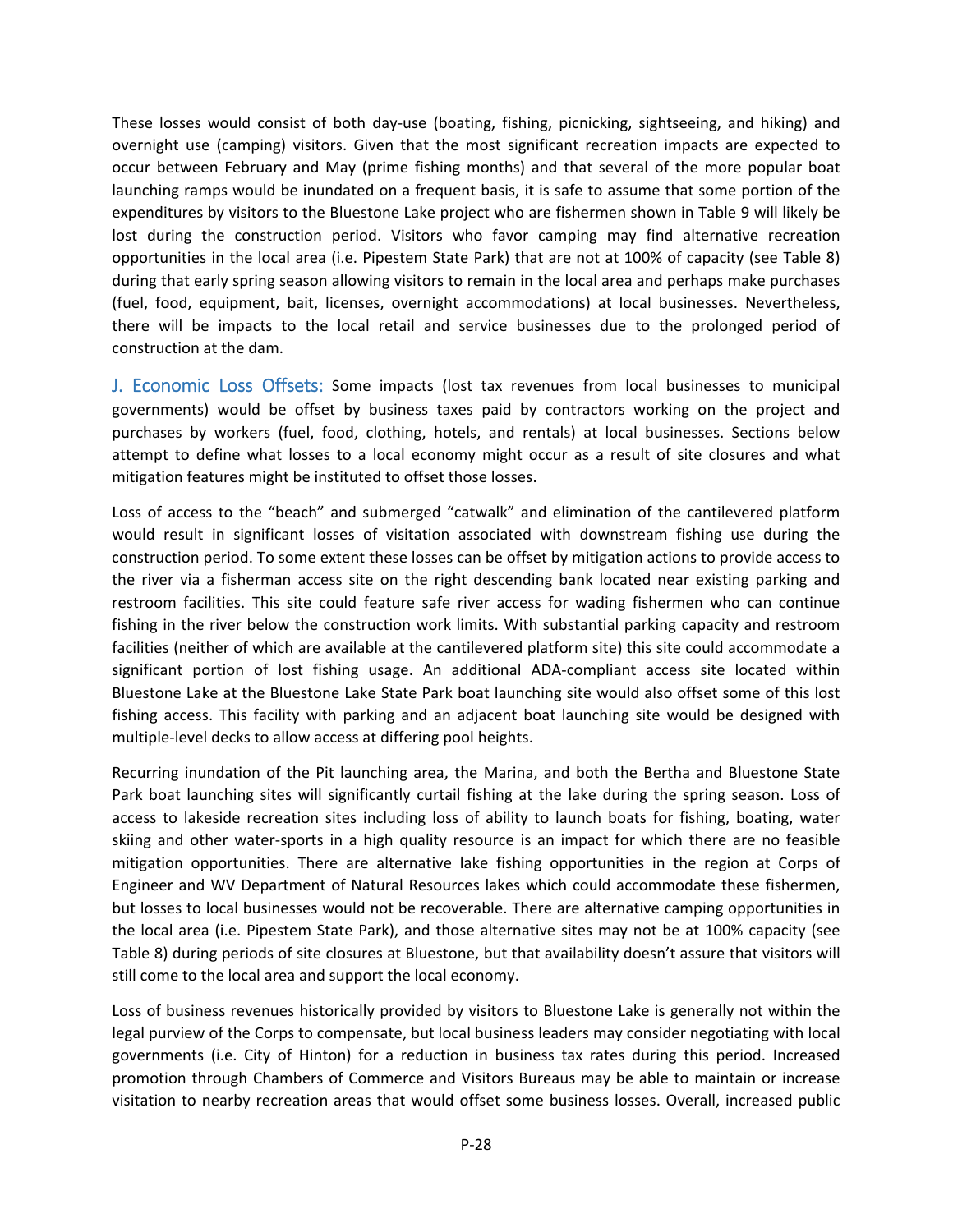These losses would consist of both day-use (boating, fishing, picnicking, sightseeing, and hiking) and overnight use (camping) visitors. Given that the most significant recreation impacts are expected to occur between February and May (prime fishing months) and that several of the more popular boat launching ramps would be inundated on a frequent basis, it is safe to assume that some portion of the expenditures by visitors to the Bluestone Lake project who are fishermen shown in Table 9 will likely be lost during the construction period. Visitors who favor camping may find alternative recreation opportunities in the local area (i.e. Pipestem State Park) that are not at 100% of capacity (see Table 8) during that early spring season allowing visitors to remain in the local area and perhaps make purchases (fuel, food, equipment, bait, licenses, overnight accommodations) at local businesses. Nevertheless, there will be impacts to the local retail and service businesses due to the prolonged period of construction at the dam.

**J. Economic Loss Offsets:** Some impacts (lost tax revenues from local businesses to municipal governments) would be offset by business taxes paid by contractors working on the project and purchases by workers (fuel, food, clothing, hotels, and rentals) at local businesses. Sections below attempt to define what losses to a local economy might occur as a result of site closures and what mitigation features might be instituted to offset those losses.

Loss of access to the "beach" and submerged "catwalk" and elimination of the cantilevered platform would result in significant losses of visitation associated with downstream fishing use during the construction period. To some extent these losses can be offset by mitigation actions to provide access to the river via a fisherman access site on the right descending bank located near existing parking and restroom facilities. This site could feature safe river access for wading fishermen who can continue fishing in the river below the construction work limits. With substantial parking capacity and restroom facilities (neither of which are available at the cantilevered platform site) this site could accommodate a significant portion of lost fishing usage. An additional ADA-compliant access site located within Bluestone Lake at the Bluestone Lake State Park boat launching site would also offset some of this lost fishing access. This facility with parking and an adjacent boat launching site would be designed with multiple-level decks to allow access at differing pool heights.

Recurring inundation of the Pit launching area, the Marina, and both the Bertha and Bluestone State Park boat launching sites will significantly curtail fishing at the lake during the spring season. Loss of access to lakeside recreation sites including loss of ability to launch boats for fishing, boating, water skiing and other water-sports in a high quality resource is an impact for which there are no feasible mitigation opportunities. There are alternative lake fishing opportunities in the region at Corps of Engineer and WV Department of Natural Resources lakes which could accommodate these fishermen, but losses to local businesses would not be recoverable. There are alternative camping opportunities in the local area (i.e. Pipestem State Park), and those alternative sites may not be at 100% capacity (see Table 8) during periods of site closures at Bluestone, but that availability doesn't assure that visitors will still come to the local area and support the local economy.

Loss of business revenues historically provided by visitors to Bluestone Lake is generally not within the legal purview of the Corps to compensate, but local business leaders may consider negotiating with local governments (i.e. City of Hinton) for a reduction in business tax rates during this period. Increased promotion through Chambers of Commerce and Visitors Bureaus may be able to maintain or increase visitation to nearby recreation areas that would offset some business losses. Overall, increased public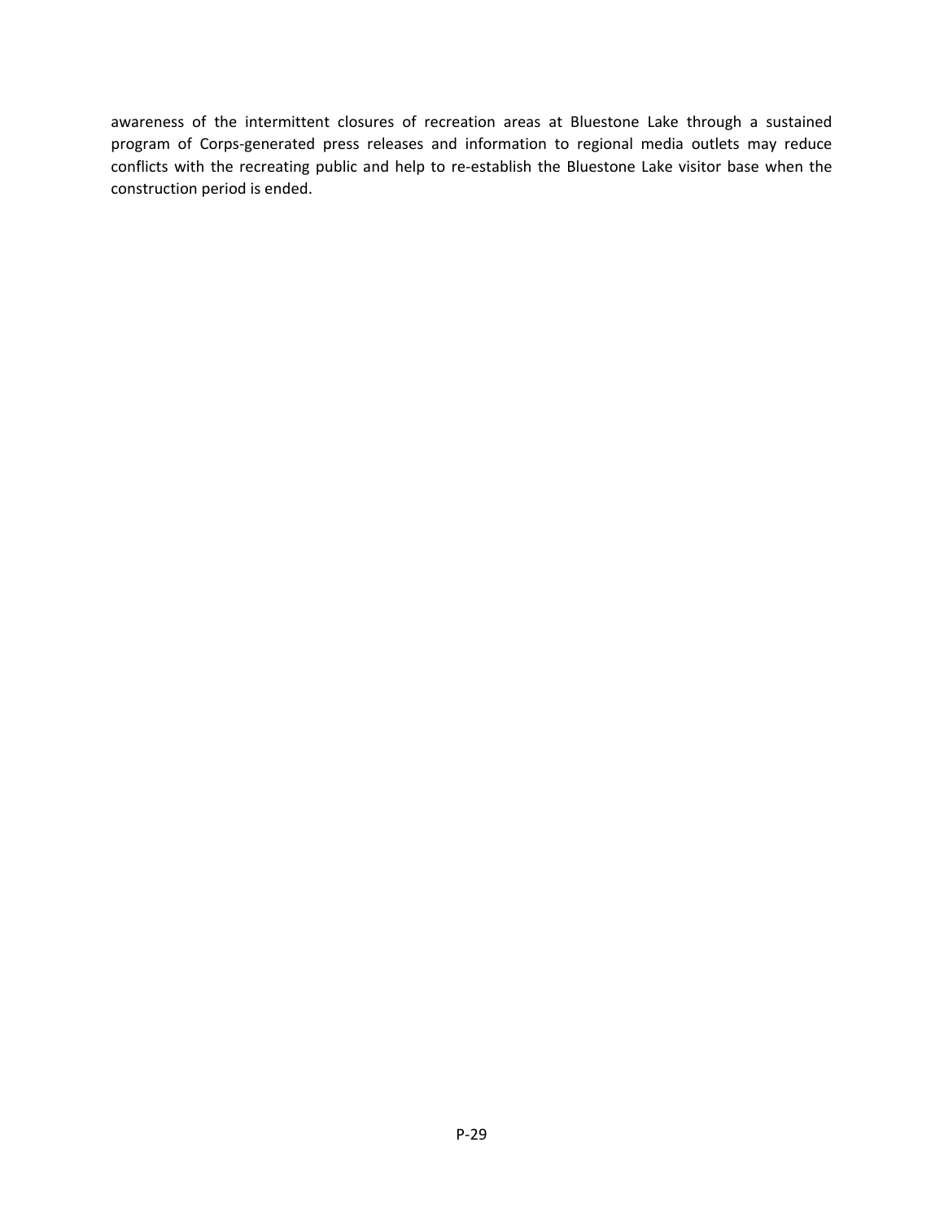awareness of the intermittent closures of recreation areas at Bluestone Lake through a sustained program of Corps-generated press releases and information to regional media outlets may reduce conflicts with the recreating public and help to re-establish the Bluestone Lake visitor base when the construction period is ended.